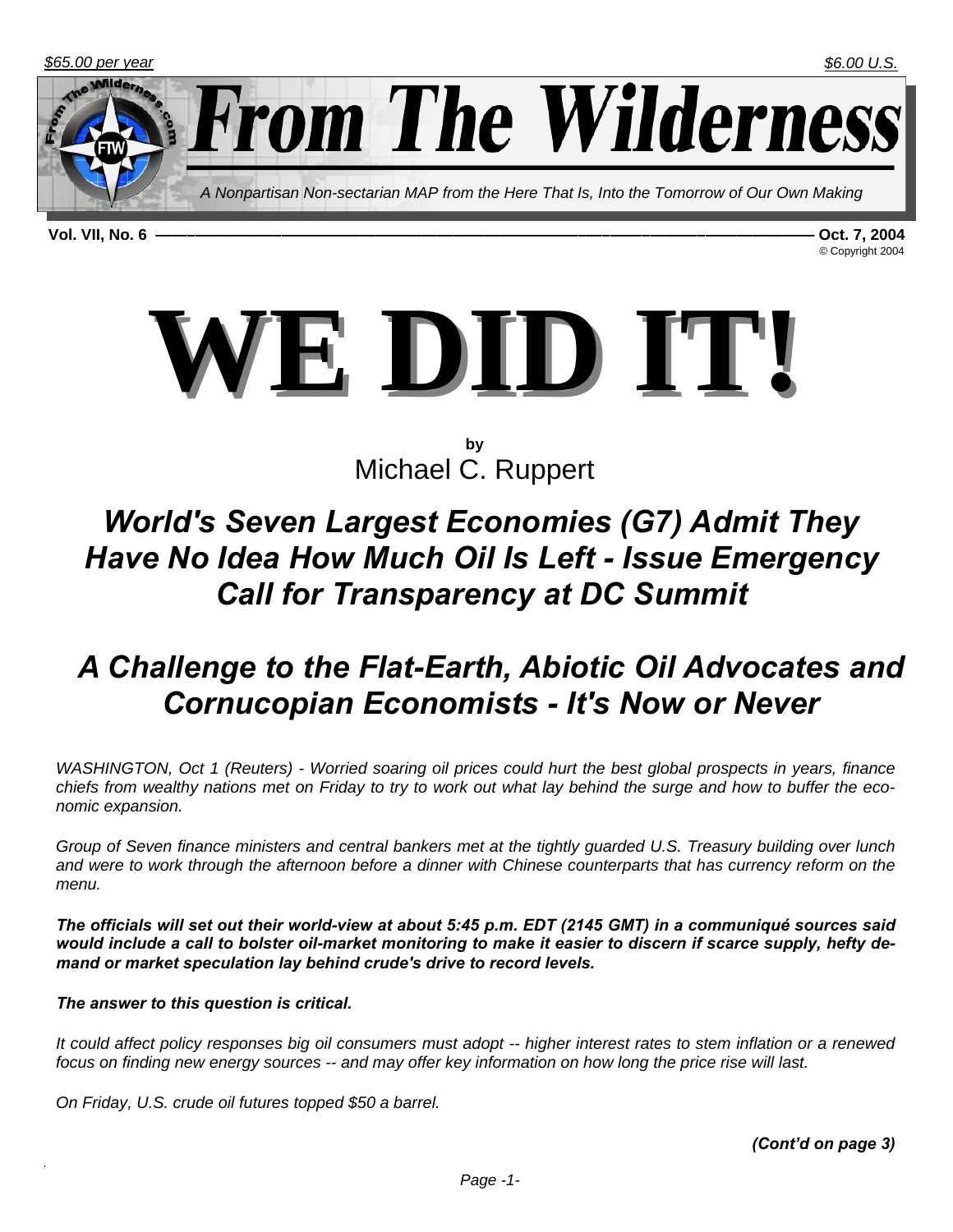$65.00 per year

$6.00 U.S.

# From The Wilderness

*A Nonpartisan Non-sectarian MAP from the Here That Is, Into the Tomorrow of Our Own Making*

**Vol. VII, No. 6** — **Oct. 7, 2004**

© Copyright 2004

# WE DID IT!

**by**
Michael C. Ruppert

## *World's Seven Largest Economies (G7) Admit They Have No Idea How Much Oil Is Left - Issue Emergency Call for Transparency at DC Summit*

## *A Challenge to the Flat-Earth, Abiotic Oil Advocates and Cornucopian Economists - It's Now or Never*

*WASHINGTON, Oct 1 (Reuters) - Worried soaring oil prices could hurt the best global prospects in years, finance chiefs from wealthy nations met on Friday to try to work out what lay behind the surge and how to buffer the economic expansion.*

*Group of Seven finance ministers and central bankers met at the tightly guarded U.S. Treasury building over lunch and were to work through the afternoon before a dinner with Chinese counterparts that has currency reform on the menu.*

***The officials will set out their world-view at about 5:45 p.m. EDT (2145 GMT) in a communiqué sources said would include a call to bolster oil-market monitoring to make it easier to discern if scarce supply, hefty demand or market speculation lay behind crude's drive to record levels.***

***The answer to this question is critical.***

*It could affect policy responses big oil consumers must adopt -- higher interest rates to stem inflation or a renewed focus on finding new energy sources -- and may offer key information on how long the price rise will last.*

*On Friday, U.S. crude oil futures topped $50 a barrel.*

***(Cont'd on page 3)***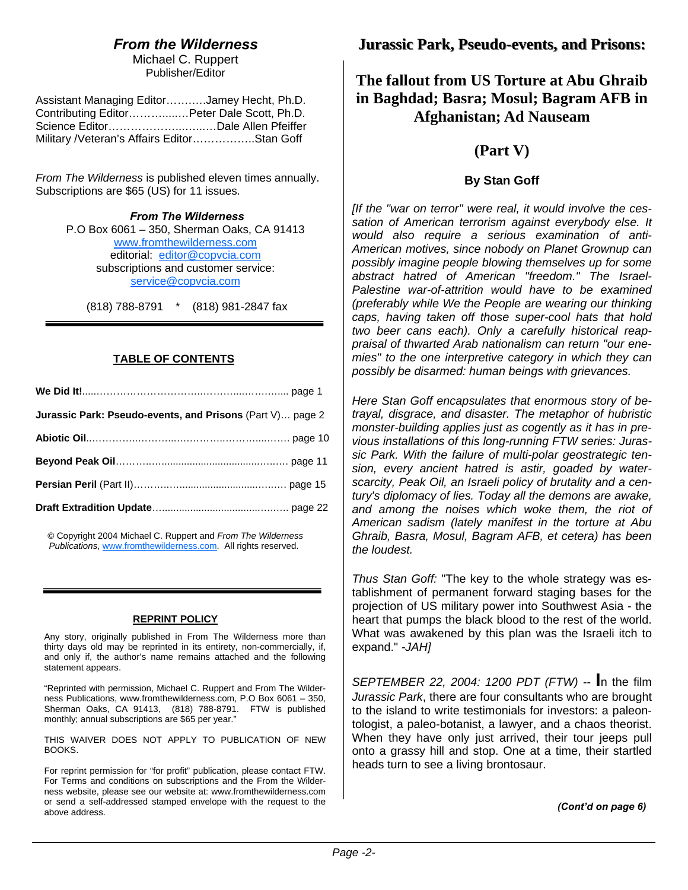## *From the Wilderness*

Michael C. Ruppert
Publisher/Editor

Assistant Managing Editor……….Jamey Hecht, Ph.D.
Contributing Editor……….…….Peter Dale Scott, Ph.D.
Science Editor……………………………Dale Allen Pfeiffer
Military /Veteran's Affairs Editor……………..Stan Goff

*From The Wilderness* is published eleven times annually. Subscriptions are $65 (US) for 11 issues.

***From The Wilderness***
P.O Box 6061 – 350, Sherman Oaks, CA 91413
www.fromthewilderness.com
editorial: editor@copvcia.com
subscriptions and customer service:
service@copvcia.com

(818) 788-8791 * (818) 981-2847 fax

**TABLE OF CONTENTS**

**We Did It!**…………………………………………………… page 1

**Jurassic Park: Pseudo-events, and Prisons** (Part V)… page 2

**Abiotic Oil**……………………………………………………. page 10

**Beyond Peak Oil**………………………………………………. page 11

**Persian Peril** (Part II)…………………………………………. page 15

**Draft Extradition Update**………………………………………. page 22

© Copyright 2004 Michael C. Ruppert and *From The Wilderness Publications*, www.fromthewilderness.com. All rights reserved.

**REPRINT POLICY**

Any story, originally published in From The Wilderness more than thirty days old may be reprinted in its entirety, non-commercially, if, and only if, the author's name remains attached and the following statement appears.

"Reprinted with permission, Michael C. Ruppert and From The Wilderness Publications, www.fromthewilderness.com, P.O Box 6061 – 350, Sherman Oaks, CA 91413, (818) 788-8791. FTW is published monthly; annual subscriptions are $65 per year."

THIS WAIVER DOES NOT APPLY TO PUBLICATION OF NEW BOOKS.

For reprint permission for "for profit" publication, please contact FTW. For Terms and conditions on subscriptions and the From the Wilderness website, please see our website at: www.fromthewilderness.com or send a self-addressed stamped envelope with the request to the above address.

# Jurassic Park, Pseudo-events, and Prisons:

## The fallout from US Torture at Abu Ghraib in Baghdad; Basra; Mosul; Bagram AFB in Afghanistan; Ad Nauseam

## (Part V)

**By Stan Goff**

*[If the "war on terror" were real, it would involve the cessation of American terrorism against everybody else. It would also require a serious examination of anti-American motives, since nobody on Planet Grownup can possibly imagine people blowing themselves up for some abstract hatred of American "freedom." The Israel-Palestine war-of-attrition would have to be examined (preferably while We the People are wearing our thinking caps, having taken off those super-cool hats that hold two beer cans each). Only a carefully historical reappraisal of thwarted Arab nationalism can return "our enemies" to the one interpretive category in which they can possibly be disarmed: human beings with grievances.*

*Here Stan Goff encapsulates that enormous story of betrayal, disgrace, and disaster. The metaphor of hubristic monster-building applies just as cogently as it has in previous installations of this long-running FTW series: Jurassic Park. With the failure of multi-polar geostrategic tension, every ancient hatred is astir, goaded by water-scarcity, Peak Oil, an Israeli policy of brutality and a century's diplomacy of lies. Today all the demons are awake, and among the noises which woke them, the riot of American sadism (lately manifest in the torture at Abu Ghraib, Basra, Mosul, Bagram AFB, et cetera) has been the loudest.*

*Thus Stan Goff:* "The key to the whole strategy was establishment of permanent forward staging bases for the projection of US military power into Southwest Asia - the heart that pumps the black blood to the rest of the world. What was awakened by this plan was the Israeli itch to expand." *-JAH]*

*SEPTEMBER 22, 2004: 1200 PDT (FTW)* -- In the film *Jurassic Park*, there are four consultants who are brought to the island to write testimonials for investors: a paleontologist, a paleo-botanist, a lawyer, and a chaos theorist. When they have only just arrived, their tour jeeps pull onto a grassy hill and stop. One at a time, their startled heads turn to see a living brontosaur.

***(Cont'd on page 6)***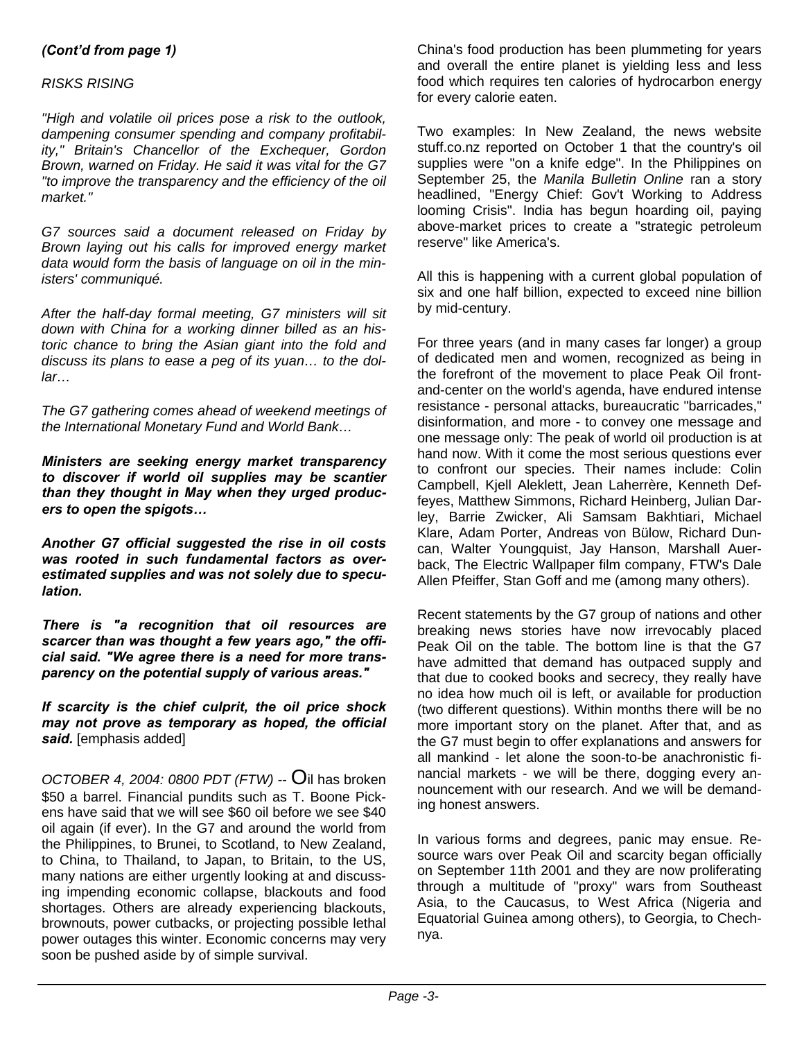*(Cont'd from page 1)*

*RISKS RISING*

*"High and volatile oil prices pose a risk to the outlook, dampening consumer spending and company profitability," Britain's Chancellor of the Exchequer, Gordon Brown, warned on Friday. He said it was vital for the G7 "to improve the transparency and the efficiency of the oil market."*

*G7 sources said a document released on Friday by Brown laying out his calls for improved energy market data would form the basis of language on oil in the ministers' communiqué.*

*After the half-day formal meeting, G7 ministers will sit down with China for a working dinner billed as an historic chance to bring the Asian giant into the fold and discuss its plans to ease a peg of its yuan… to the dollar…*

*The G7 gathering comes ahead of weekend meetings of the International Monetary Fund and World Bank…*

***Ministers are seeking energy market transparency to discover if world oil supplies may be scantier than they thought in May when they urged producers to open the spigots…***

***Another G7 official suggested the rise in oil costs was rooted in such fundamental factors as overestimated supplies and was not solely due to speculation.***

***There is "a recognition that oil resources are scarcer than was thought a few years ago," the official said. "We agree there is a need for more transparency on the potential supply of various areas."***

***If scarcity is the chief culprit, the oil price shock may not prove as temporary as hoped, the official said.*** [emphasis added]

*OCTOBER 4, 2004: 0800 PDT (FTW)* -- Oil has broken \$50 a barrel. Financial pundits such as T. Boone Pickens have said that we will see \$60 oil before we see \$40 oil again (if ever). In the G7 and around the world from the Philippines, to Brunei, to Scotland, to New Zealand, to China, to Thailand, to Japan, to Britain, to the US, many nations are either urgently looking at and discussing impending economic collapse, blackouts and food shortages. Others are already experiencing blackouts, brownouts, power cutbacks, or projecting possible lethal power outages this winter. Economic concerns may very soon be pushed aside by of simple survival.

China's food production has been plummeting for years and overall the entire planet is yielding less and less food which requires ten calories of hydrocarbon energy for every calorie eaten.

Two examples: In New Zealand, the news website stuff.co.nz reported on October 1 that the country's oil supplies were "on a knife edge". In the Philippines on September 25, the *Manila Bulletin Online* ran a story headlined, "Energy Chief: Gov't Working to Address looming Crisis". India has begun hoarding oil, paying above-market prices to create a "strategic petroleum reserve" like America's.

All this is happening with a current global population of six and one half billion, expected to exceed nine billion by mid-century.

For three years (and in many cases far longer) a group of dedicated men and women, recognized as being in the forefront of the movement to place Peak Oil front-and-center on the world's agenda, have endured intense resistance - personal attacks, bureaucratic "barricades," disinformation, and more - to convey one message and one message only: The peak of world oil production is at hand now. With it come the most serious questions ever to confront our species. Their names include: Colin Campbell, Kjell Aleklett, Jean Laherrère, Kenneth Deffeyes, Matthew Simmons, Richard Heinberg, Julian Darley, Barrie Zwicker, Ali Samsam Bakhtiari, Michael Klare, Adam Porter, Andreas von Bülow, Richard Duncan, Walter Youngquist, Jay Hanson, Marshall Auerback, The Electric Wallpaper film company, FTW's Dale Allen Pfeiffer, Stan Goff and me (among many others).

Recent statements by the G7 group of nations and other breaking news stories have now irrevocably placed Peak Oil on the table. The bottom line is that the G7 have admitted that demand has outpaced supply and that due to cooked books and secrecy, they really have no idea how much oil is left, or available for production (two different questions). Within months there will be no more important story on the planet. After that, and as the G7 must begin to offer explanations and answers for all mankind - let alone the soon-to-be anachronistic financial markets - we will be there, dogging every announcement with our research. And we will be demanding honest answers.

In various forms and degrees, panic may ensue. Resource wars over Peak Oil and scarcity began officially on September 11th 2001 and they are now proliferating through a multitude of "proxy" wars from Southeast Asia, to the Caucasus, to West Africa (Nigeria and Equatorial Guinea among others), to Georgia, to Chechnya.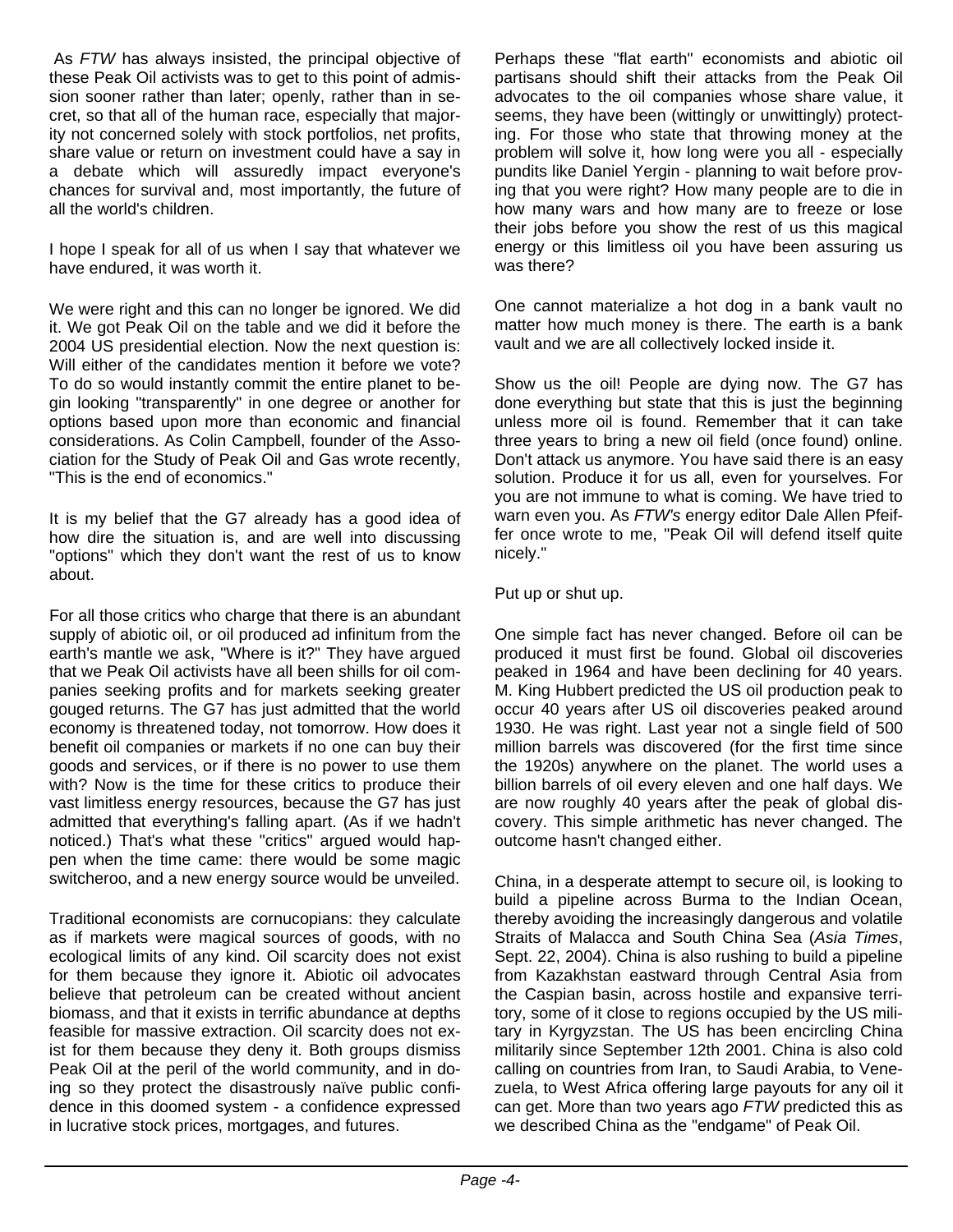As *FTW* has always insisted, the principal objective of these Peak Oil activists was to get to this point of admission sooner rather than later; openly, rather than in secret, so that all of the human race, especially that majority not concerned solely with stock portfolios, net profits, share value or return on investment could have a say in a debate which will assuredly impact everyone's chances for survival and, most importantly, the future of all the world's children.

I hope I speak for all of us when I say that whatever we have endured, it was worth it.

We were right and this can no longer be ignored. We did it. We got Peak Oil on the table and we did it before the 2004 US presidential election. Now the next question is: Will either of the candidates mention it before we vote? To do so would instantly commit the entire planet to begin looking "transparently" in one degree or another for options based upon more than economic and financial considerations. As Colin Campbell, founder of the Association for the Study of Peak Oil and Gas wrote recently, "This is the end of economics."

It is my belief that the G7 already has a good idea of how dire the situation is, and are well into discussing "options" which they don't want the rest of us to know about.

For all those critics who charge that there is an abundant supply of abiotic oil, or oil produced ad infinitum from the earth's mantle we ask, "Where is it?" They have argued that we Peak Oil activists have all been shills for oil companies seeking profits and for markets seeking greater gouged returns. The G7 has just admitted that the world economy is threatened today, not tomorrow. How does it benefit oil companies or markets if no one can buy their goods and services, or if there is no power to use them with? Now is the time for these critics to produce their vast limitless energy resources, because the G7 has just admitted that everything's falling apart. (As if we hadn't noticed.) That's what these "critics" argued would happen when the time came: there would be some magic switcheroo, and a new energy source would be unveiled.

Traditional economists are cornucopians: they calculate as if markets were magical sources of goods, with no ecological limits of any kind. Oil scarcity does not exist for them because they ignore it. Abiotic oil advocates believe that petroleum can be created without ancient biomass, and that it exists in terrific abundance at depths feasible for massive extraction. Oil scarcity does not exist for them because they deny it. Both groups dismiss Peak Oil at the peril of the world community, and in doing so they protect the disastrously naïve public confidence in this doomed system - a confidence expressed in lucrative stock prices, mortgages, and futures.

Perhaps these "flat earth" economists and abiotic oil partisans should shift their attacks from the Peak Oil advocates to the oil companies whose share value, it seems, they have been (wittingly or unwittingly) protecting. For those who state that throwing money at the problem will solve it, how long were you all - especially pundits like Daniel Yergin - planning to wait before proving that you were right? How many people are to die in how many wars and how many are to freeze or lose their jobs before you show the rest of us this magical energy or this limitless oil you have been assuring us was there?

One cannot materialize a hot dog in a bank vault no matter how much money is there. The earth is a bank vault and we are all collectively locked inside it.

Show us the oil! People are dying now. The G7 has done everything but state that this is just the beginning unless more oil is found. Remember that it can take three years to bring a new oil field (once found) online. Don't attack us anymore. You have said there is an easy solution. Produce it for us all, even for yourselves. For you are not immune to what is coming. We have tried to warn even you. As *FTW's* energy editor Dale Allen Pfeiffer once wrote to me, "Peak Oil will defend itself quite nicely."

Put up or shut up.

One simple fact has never changed. Before oil can be produced it must first be found. Global oil discoveries peaked in 1964 and have been declining for 40 years. M. King Hubbert predicted the US oil production peak to occur 40 years after US oil discoveries peaked around 1930. He was right. Last year not a single field of 500 million barrels was discovered (for the first time since the 1920s) anywhere on the planet. The world uses a billion barrels of oil every eleven and one half days. We are now roughly 40 years after the peak of global discovery. This simple arithmetic has never changed. The outcome hasn't changed either.

China, in a desperate attempt to secure oil, is looking to build a pipeline across Burma to the Indian Ocean, thereby avoiding the increasingly dangerous and volatile Straits of Malacca and South China Sea (*Asia Times*, Sept. 22, 2004). China is also rushing to build a pipeline from Kazakhstan eastward through Central Asia from the Caspian basin, across hostile and expansive territory, some of it close to regions occupied by the US military in Kyrgyzstan. The US has been encircling China militarily since September 12th 2001. China is also cold calling on countries from Iran, to Saudi Arabia, to Venezuela, to West Africa offering large payouts for any oil it can get. More than two years ago *FTW* predicted this as we described China as the "endgame" of Peak Oil.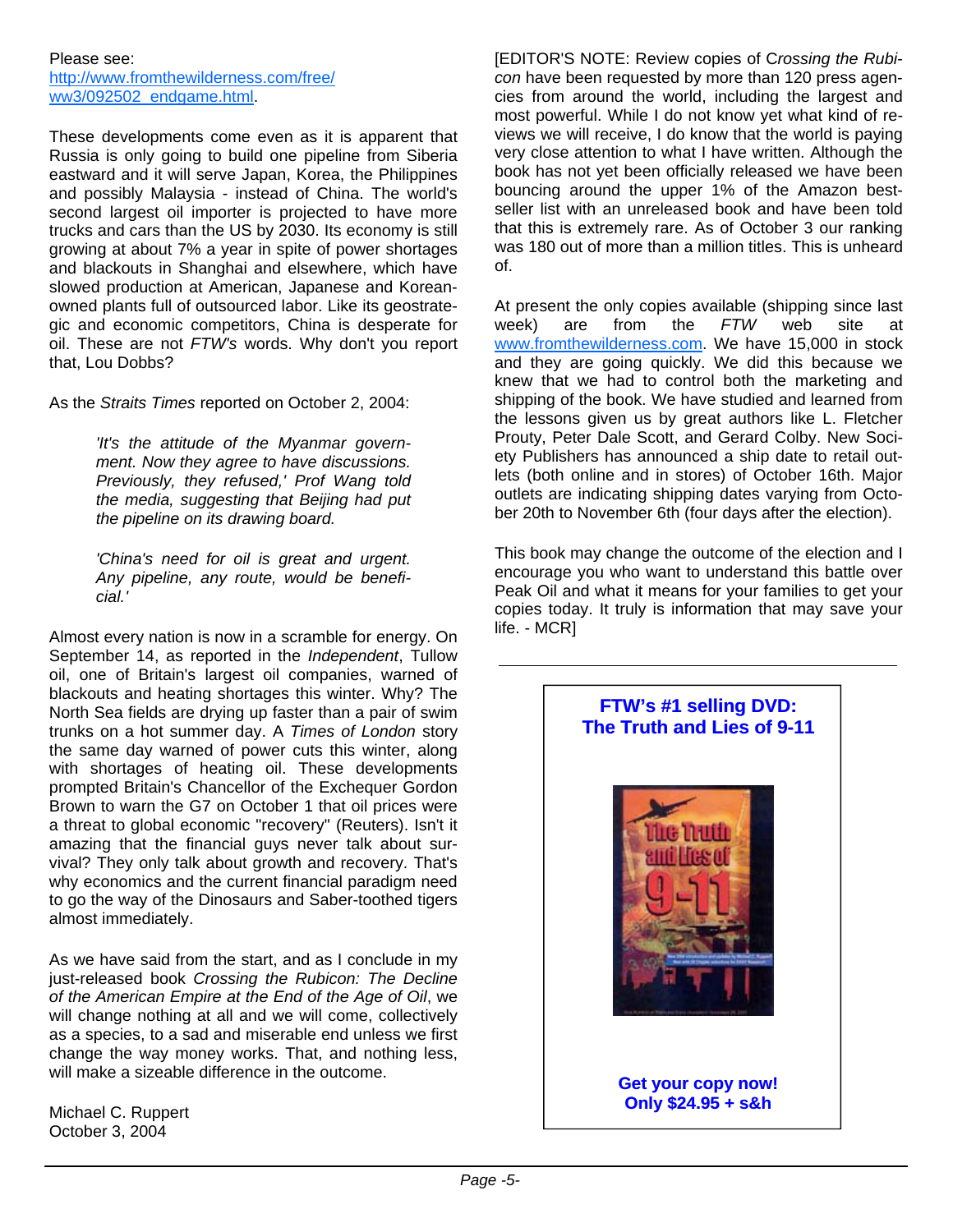Please see: [http://www.fromthewilderness.com/free/ww3/092502_endgame.html](http://www.fromthewilderness.com/free/ww3/092502_endgame.html).

These developments come even as it is apparent that Russia is only going to build one pipeline from Siberia eastward and it will serve Japan, Korea, the Philippines and possibly Malaysia - instead of China. The world's second largest oil importer is projected to have more trucks and cars than the US by 2030. Its economy is still growing at about 7% a year in spite of power shortages and blackouts in Shanghai and elsewhere, which have slowed production at American, Japanese and Korean-owned plants full of outsourced labor. Like its geostrategic and economic competitors, China is desperate for oil. These are not *FTW's* words. Why don't you report that, Lou Dobbs?

As the *Straits Times* reported on October 2, 2004:

> *'It's the attitude of the Myanmar government. Now they agree to have discussions. Previously, they refused,' Prof Wang told the media, suggesting that Beijing had put the pipeline on its drawing board.*
>
> *'China's need for oil is great and urgent. Any pipeline, any route, would be beneficial.'*

Almost every nation is now in a scramble for energy. On September 14, as reported in the *Independent*, Tullow oil, one of Britain's largest oil companies, warned of blackouts and heating shortages this winter. Why? The North Sea fields are drying up faster than a pair of swim trunks on a hot summer day. A *Times of London* story the same day warned of power cuts this winter, along with shortages of heating oil. These developments prompted Britain's Chancellor of the Exchequer Gordon Brown to warn the G7 on October 1 that oil prices were a threat to global economic "recovery" (Reuters). Isn't it amazing that the financial guys never talk about survival? They only talk about growth and recovery. That's why economics and the current financial paradigm need to go the way of the Dinosaurs and Saber-toothed tigers almost immediately.

As we have said from the start, and as I conclude in my just-released book *Crossing the Rubicon: The Decline of the American Empire at the End of the Age of Oil*, we will change nothing at all and we will come, collectively as a species, to a sad and miserable end unless we first change the way money works. That, and nothing less, will make a sizeable difference in the outcome.

Michael C. Ruppert
October 3, 2004

[EDITOR'S NOTE: Review copies of C*rossing the Rubicon* have been requested by more than 120 press agencies from around the world, including the largest and most powerful. While I do not know yet what kind of reviews we will receive, I do know that the world is paying very close attention to what I have written. Although the book has not yet been officially released we have been bouncing around the upper 1% of the Amazon bestseller list with an unreleased book and have been told that this is extremely rare. As of October 3 our ranking was 180 out of more than a million titles. This is unheard of.

At present the only copies available (shipping since last week) are from the *FTW* web site at [www.fromthewilderness.com](http://www.fromthewilderness.com). We have 15,000 in stock and they are going quickly. We did this because we knew that we had to control both the marketing and shipping of the book. We have studied and learned from the lessons given us by great authors like L. Fletcher Prouty, Peter Dale Scott, and Gerard Colby. New Society Publishers has announced a ship date to retail outlets (both online and in stores) of October 16th. Major outlets are indicating shipping dates varying from October 20th to November 6th (four days after the election).

This book may change the outcome of the election and I encourage you who want to understand this battle over Peak Oil and what it means for your families to get your copies today. It truly is information that may save your life. - MCR]

---

**FTW's #1 selling DVD: The Truth and Lies of 9-11**

**Get your copy now! Only $24.95 + s&h**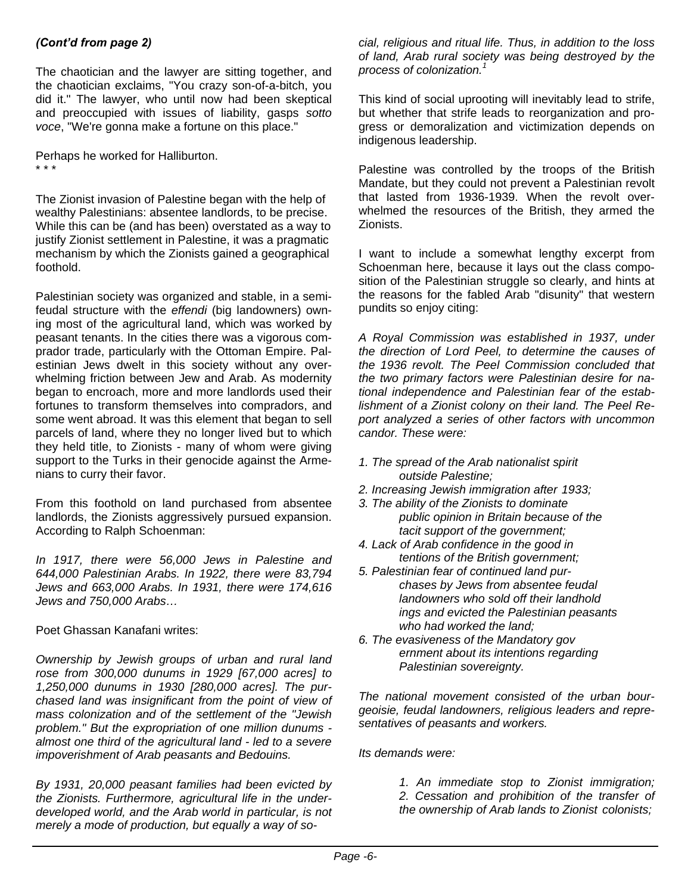*(Cont'd from page 2)*

The chaotician and the lawyer are sitting together, and the chaotician exclaims, "You crazy son-of-a-bitch, you did it." The lawyer, who until now had been skeptical and preoccupied with issues of liability, gasps *sotto voce*, "We're gonna make a fortune on this place."

Perhaps he worked for Halliburton.

\* \* \*

The Zionist invasion of Palestine began with the help of wealthy Palestinians: absentee landlords, to be precise. While this can be (and has been) overstated as a way to justify Zionist settlement in Palestine, it was a pragmatic mechanism by which the Zionists gained a geographical foothold.

Palestinian society was organized and stable, in a semi-feudal structure with the *effendi* (big landowners) owning most of the agricultural land, which was worked by peasant tenants. In the cities there was a vigorous comprador trade, particularly with the Ottoman Empire. Palestinian Jews dwelt in this society without any overwhelming friction between Jew and Arab. As modernity began to encroach, more and more landlords used their fortunes to transform themselves into compradors, and some went abroad. It was this element that began to sell parcels of land, where they no longer lived but to which they held title, to Zionists - many of whom were giving support to the Turks in their genocide against the Armenians to curry their favor.

From this foothold on land purchased from absentee landlords, the Zionists aggressively pursued expansion. According to Ralph Schoenman:

*In 1917, there were 56,000 Jews in Palestine and 644,000 Palestinian Arabs. In 1922, there were 83,794 Jews and 663,000 Arabs. In 1931, there were 174,616 Jews and 750,000 Arabs…*

Poet Ghassan Kanafani writes:

*Ownership by Jewish groups of urban and rural land rose from 300,000 dunums in 1929 [67,000 acres] to 1,250,000 dunums in 1930 [280,000 acres]. The purchased land was insignificant from the point of view of mass colonization and of the settlement of the "Jewish problem." But the expropriation of one million dunums - almost one third of the agricultural land - led to a severe impoverishment of Arab peasants and Bedouins.*

*By 1931, 20,000 peasant families had been evicted by the Zionists. Furthermore, agricultural life in the underdeveloped world, and the Arab world in particular, is not merely a mode of production, but equally a way of social, religious and ritual life. Thus, in addition to the loss of land, Arab rural society was being destroyed by the process of colonization.*[1]

This kind of social uprooting will inevitably lead to strife, but whether that strife leads to reorganization and progress or demoralization and victimization depends on indigenous leadership.

Palestine was controlled by the troops of the British Mandate, but they could not prevent a Palestinian revolt that lasted from 1936-1939. When the revolt overwhelmed the resources of the British, they armed the Zionists.

I want to include a somewhat lengthy excerpt from Schoenman here, because it lays out the class composition of the Palestinian struggle so clearly, and hints at the reasons for the fabled Arab "disunity" that western pundits so enjoy citing:

*A Royal Commission was established in 1937, under the direction of Lord Peel, to determine the causes of the 1936 revolt. The Peel Commission concluded that the two primary factors were Palestinian desire for national independence and Palestinian fear of the establishment of a Zionist colony on their land. The Peel Report analyzed a series of other factors with uncommon candor. These were:*

1. *The spread of the Arab nationalist spirit outside Palestine;*
2. *Increasing Jewish immigration after 1933;*
3. *The ability of the Zionists to dominate public opinion in Britain because of the tacit support of the government;*
4. *Lack of Arab confidence in the good intentions of the British government;*
5. *Palestinian fear of continued land purchases by Jews from absentee feudal landowners who sold off their landholdings and evicted the Palestinian peasants who had worked the land;*
6. *The evasiveness of the Mandatory government about its intentions regarding Palestinian sovereignty.*

*The national movement consisted of the urban bourgeoisie, feudal landowners, religious leaders and representatives of peasants and workers.*

*Its demands were:*

1. *An immediate stop to Zionist immigration;*
2. *Cessation and prohibition of the transfer of the ownership of Arab lands to Zionist colonists;*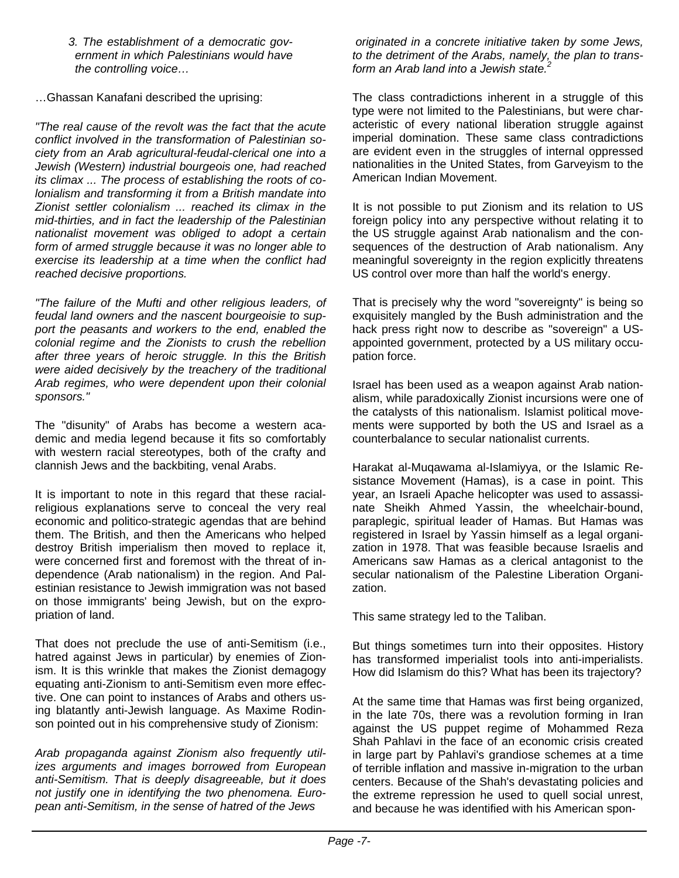*3. The establishment of a democratic government in which Palestinians would have the controlling voice…*

…Ghassan Kanafani described the uprising:

*"The real cause of the revolt was the fact that the acute conflict involved in the transformation of Palestinian society from an Arab agricultural-feudal-clerical one into a Jewish (Western) industrial bourgeois one, had reached its climax ... The process of establishing the roots of colonialism and transforming it from a British mandate into Zionist settler colonialism ... reached its climax in the mid-thirties, and in fact the leadership of the Palestinian nationalist movement was obliged to adopt a certain form of armed struggle because it was no longer able to exercise its leadership at a time when the conflict had reached decisive proportions.*

*"The failure of the Mufti and other religious leaders, of feudal land owners and the nascent bourgeoisie to support the peasants and workers to the end, enabled the colonial regime and the Zionists to crush the rebellion after three years of heroic struggle. In this the British were aided decisively by the treachery of the traditional Arab regimes, who were dependent upon their colonial sponsors."*

The "disunity" of Arabs has become a western academic and media legend because it fits so comfortably with western racial stereotypes, both of the crafty and clannish Jews and the backbiting, venal Arabs.

It is important to note in this regard that these racial-religious explanations serve to conceal the very real economic and politico-strategic agendas that are behind them. The British, and then the Americans who helped destroy British imperialism then moved to replace it, were concerned first and foremost with the threat of independence (Arab nationalism) in the region. And Palestinian resistance to Jewish immigration was not based on those immigrants' being Jewish, but on the expropriation of land.

That does not preclude the use of anti-Semitism (i.e., hatred against Jews in particular) by enemies of Zionism. It is this wrinkle that makes the Zionist demagogy equating anti-Zionism to anti-Semitism even more effective. One can point to instances of Arabs and others using blatantly anti-Jewish language. As Maxime Rodinson pointed out in his comprehensive study of Zionism:

*Arab propaganda against Zionism also frequently utilizes arguments and images borrowed from European anti-Semitism. That is deeply disagreeable, but it does not justify one in identifying the two phenomena. European anti-Semitism, in the sense of hatred of the Jews originated in a concrete initiative taken by some Jews, to the detriment of the Arabs, namely, the plan to transform an Arab land into a Jewish state.*[2]

The class contradictions inherent in a struggle of this type were not limited to the Palestinians, but were characteristic of every national liberation struggle against imperial domination. These same class contradictions are evident even in the struggles of internal oppressed nationalities in the United States, from Garveyism to the American Indian Movement.

It is not possible to put Zionism and its relation to US foreign policy into any perspective without relating it to the US struggle against Arab nationalism and the consequences of the destruction of Arab nationalism. Any meaningful sovereignty in the region explicitly threatens US control over more than half the world's energy.

That is precisely why the word "sovereignty" is being so exquisitely mangled by the Bush administration and the hack press right now to describe as "sovereign" a US-appointed government, protected by a US military occupation force.

Israel has been used as a weapon against Arab nationalism, while paradoxically Zionist incursions were one of the catalysts of this nationalism. Islamist political movements were supported by both the US and Israel as a counterbalance to secular nationalist currents.

Harakat al-Muqawama al-Islamiyya, or the Islamic Resistance Movement (Hamas), is a case in point. This year, an Israeli Apache helicopter was used to assassinate Sheikh Ahmed Yassin, the wheelchair-bound, paraplegic, spiritual leader of Hamas. But Hamas was registered in Israel by Yassin himself as a legal organization in 1978. That was feasible because Israelis and Americans saw Hamas as a clerical antagonist to the secular nationalism of the Palestine Liberation Organization.

This same strategy led to the Taliban.

But things sometimes turn into their opposites. History has transformed imperialist tools into anti-imperialists. How did Islamism do this? What has been its trajectory?

At the same time that Hamas was first being organized, in the late 70s, there was a revolution forming in Iran against the US puppet regime of Mohammed Reza Shah Pahlavi in the face of an economic crisis created in large part by Pahlavi's grandiose schemes at a time of terrible inflation and massive in-migration to the urban centers. Because of the Shah's devastating policies and the extreme repression he used to quell social unrest, and because he was identified with his American spon-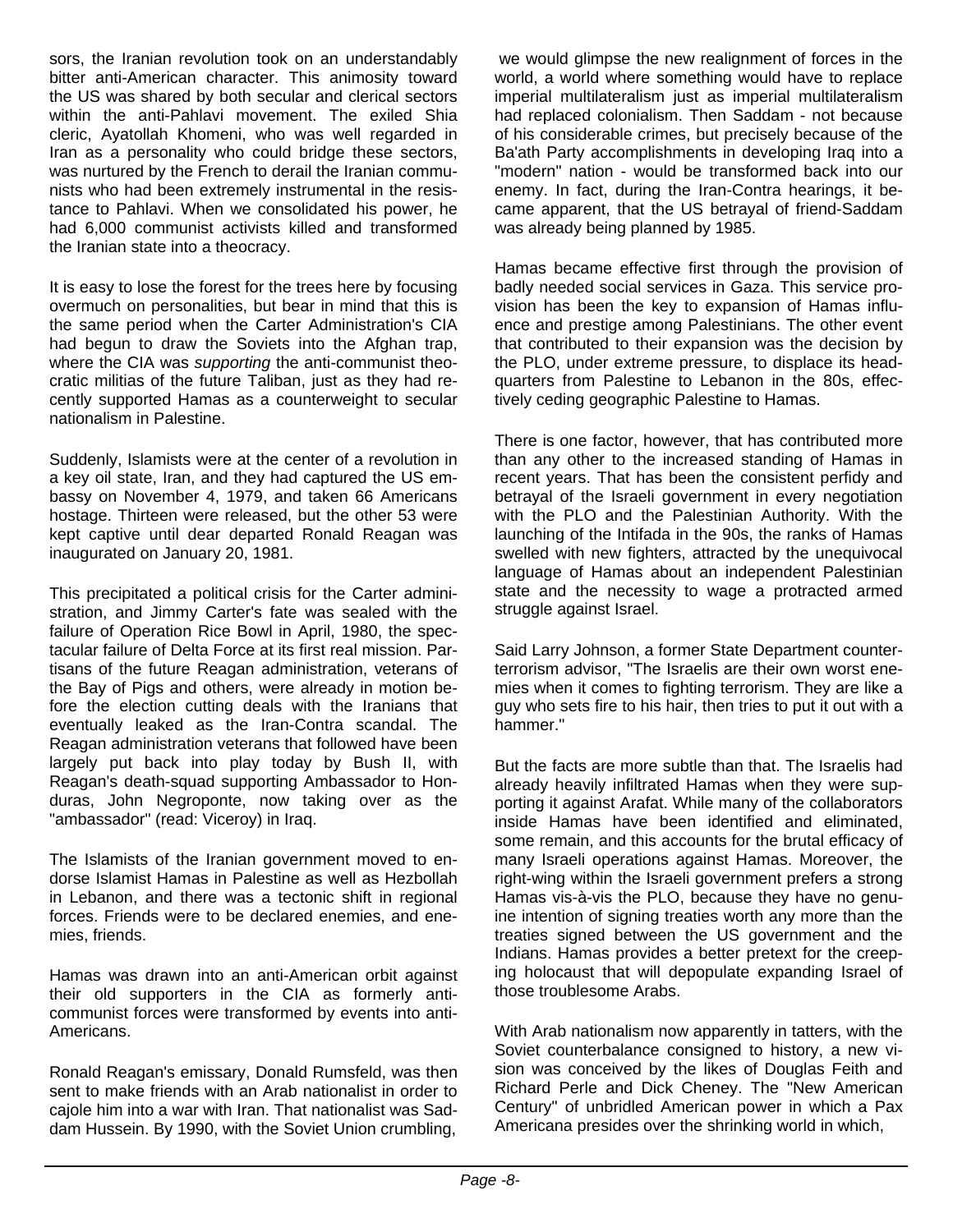sors, the Iranian revolution took on an understandably bitter anti-American character. This animosity toward the US was shared by both secular and clerical sectors within the anti-Pahlavi movement. The exiled Shia cleric, Ayatollah Khomeni, who was well regarded in Iran as a personality who could bridge these sectors, was nurtured by the French to derail the Iranian communists who had been extremely instrumental in the resistance to Pahlavi. When we consolidated his power, he had 6,000 communist activists killed and transformed the Iranian state into a theocracy.

It is easy to lose the forest for the trees here by focusing overmuch on personalities, but bear in mind that this is the same period when the Carter Administration's CIA had begun to draw the Soviets into the Afghan trap, where the CIA was *supporting* the anti-communist theocratic militias of the future Taliban, just as they had recently supported Hamas as a counterweight to secular nationalism in Palestine.

Suddenly, Islamists were at the center of a revolution in a key oil state, Iran, and they had captured the US embassy on November 4, 1979, and taken 66 Americans hostage. Thirteen were released, but the other 53 were kept captive until dear departed Ronald Reagan was inaugurated on January 20, 1981.

This precipitated a political crisis for the Carter administration, and Jimmy Carter's fate was sealed with the failure of Operation Rice Bowl in April, 1980, the spectacular failure of Delta Force at its first real mission. Partisans of the future Reagan administration, veterans of the Bay of Pigs and others, were already in motion before the election cutting deals with the Iranians that eventually leaked as the Iran-Contra scandal. The Reagan administration veterans that followed have been largely put back into play today by Bush II, with Reagan's death-squad supporting Ambassador to Honduras, John Negroponte, now taking over as the "ambassador" (read: Viceroy) in Iraq.

The Islamists of the Iranian government moved to endorse Islamist Hamas in Palestine as well as Hezbollah in Lebanon, and there was a tectonic shift in regional forces. Friends were to be declared enemies, and enemies, friends.

Hamas was drawn into an anti-American orbit against their old supporters in the CIA as formerly anti-communist forces were transformed by events into anti-Americans.

Ronald Reagan's emissary, Donald Rumsfeld, was then sent to make friends with an Arab nationalist in order to cajole him into a war with Iran. That nationalist was Saddam Hussein. By 1990, with the Soviet Union crumbling, we would glimpse the new realignment of forces in the world, a world where something would have to replace imperial multilateralism just as imperial multilateralism had replaced colonialism. Then Saddam - not because of his considerable crimes, but precisely because of the Ba'ath Party accomplishments in developing Iraq into a "modern" nation - would be transformed back into our enemy. In fact, during the Iran-Contra hearings, it became apparent, that the US betrayal of friend-Saddam was already being planned by 1985.

Hamas became effective first through the provision of badly needed social services in Gaza. This service provision has been the key to expansion of Hamas influence and prestige among Palestinians. The other event that contributed to their expansion was the decision by the PLO, under extreme pressure, to displace its headquarters from Palestine to Lebanon in the 80s, effectively ceding geographic Palestine to Hamas.

There is one factor, however, that has contributed more than any other to the increased standing of Hamas in recent years. That has been the consistent perfidy and betrayal of the Israeli government in every negotiation with the PLO and the Palestinian Authority. With the launching of the Intifada in the 90s, the ranks of Hamas swelled with new fighters, attracted by the unequivocal language of Hamas about an independent Palestinian state and the necessity to wage a protracted armed struggle against Israel.

Said Larry Johnson, a former State Department counterterrorism advisor, "The Israelis are their own worst enemies when it comes to fighting terrorism. They are like a guy who sets fire to his hair, then tries to put it out with a hammer."

But the facts are more subtle than that. The Israelis had already heavily infiltrated Hamas when they were supporting it against Arafat. While many of the collaborators inside Hamas have been identified and eliminated, some remain, and this accounts for the brutal efficacy of many Israeli operations against Hamas. Moreover, the right-wing within the Israeli government prefers a strong Hamas vis-à-vis the PLO, because they have no genuine intention of signing treaties worth any more than the treaties signed between the US government and the Indians. Hamas provides a better pretext for the creeping holocaust that will depopulate expanding Israel of those troublesome Arabs.

With Arab nationalism now apparently in tatters, with the Soviet counterbalance consigned to history, a new vision was conceived by the likes of Douglas Feith and Richard Perle and Dick Cheney. The "New American Century" of unbridled American power in which a Pax Americana presides over the shrinking world in which,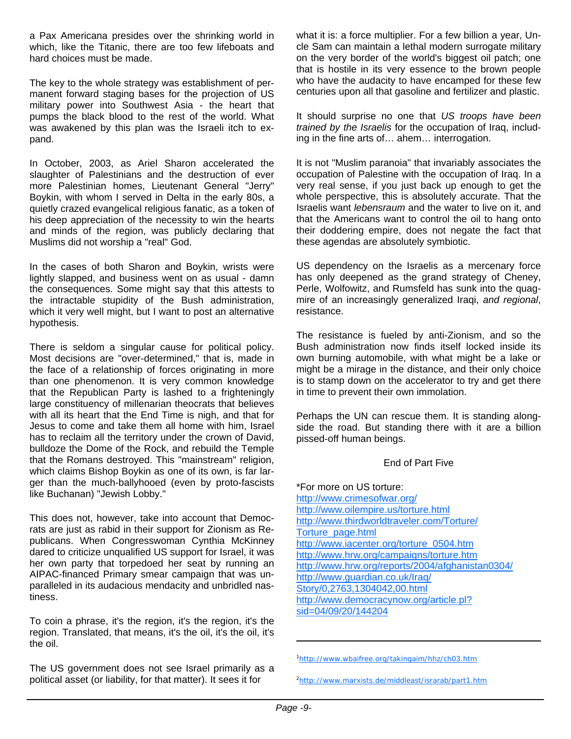a Pax Americana presides over the shrinking world in which, like the Titanic, there are too few lifeboats and hard choices must be made.

The key to the whole strategy was establishment of permanent forward staging bases for the projection of US military power into Southwest Asia - the heart that pumps the black blood to the rest of the world. What was awakened by this plan was the Israeli itch to expand.

In October, 2003, as Ariel Sharon accelerated the slaughter of Palestinians and the destruction of ever more Palestinian homes, Lieutenant General "Jerry" Boykin, with whom I served in Delta in the early 80s, a quietly crazed evangelical religious fanatic, as a token of his deep appreciation of the necessity to win the hearts and minds of the region, was publicly declaring that Muslims did not worship a "real" God.

In the cases of both Sharon and Boykin, wrists were lightly slapped, and business went on as usual - damn the consequences. Some might say that this attests to the intractable stupidity of the Bush administration, which it very well might, but I want to post an alternative hypothesis.

There is seldom a singular cause for political policy. Most decisions are "over-determined," that is, made in the face of a relationship of forces originating in more than one phenomenon. It is very common knowledge that the Republican Party is lashed to a frighteningly large constituency of millenarian theocrats that believes with all its heart that the End Time is nigh, and that for Jesus to come and take them all home with him, Israel has to reclaim all the territory under the crown of David, bulldoze the Dome of the Rock, and rebuild the Temple that the Romans destroyed. This "mainstream" religion, which claims Bishop Boykin as one of its own, is far larger than the much-ballyhooed (even by proto-fascists like Buchanan) "Jewish Lobby."

This does not, however, take into account that Democrats are just as rabid in their support for Zionism as Republicans. When Congresswoman Cynthia McKinney dared to criticize unqualified US support for Israel, it was her own party that torpedoed her seat by running an AIPAC-financed Primary smear campaign that was unparalleled in its audacious mendacity and unbridled nastiness.

To coin a phrase, it's the region, it's the region, it's the region. Translated, that means, it's the oil, it's the oil, it's the oil.

The US government does not see Israel primarily as a political asset (or liability, for that matter). It sees it for what it is: a force multiplier. For a few billion a year, Uncle Sam can maintain a lethal modern surrogate military on the very border of the world's biggest oil patch; one that is hostile in its very essence to the brown people who have the audacity to have encamped for these few centuries upon all that gasoline and fertilizer and plastic.

It should surprise no one that *US troops have been trained by the Israelis* for the occupation of Iraq, including in the fine arts of… ahem… interrogation.

It is not "Muslim paranoia" that invariably associates the occupation of Palestine with the occupation of Iraq. In a very real sense, if you just back up enough to get the whole perspective, this is absolutely accurate. That the Israelis want *lebensraum* and the water to live on it, and that the Americans want to control the oil to hang onto their doddering empire, does not negate the fact that these agendas are absolutely symbiotic.

US dependency on the Israelis as a mercenary force has only deepened as the grand strategy of Cheney, Perle, Wolfowitz, and Rumsfeld has sunk into the quagmire of an increasingly generalized Iraqi, *and regional*, resistance.

The resistance is fueled by anti-Zionism, and so the Bush administration now finds itself locked inside its own burning automobile, with what might be a lake or might be a mirage in the distance, and their only choice is to stamp down on the accelerator to try and get there in time to prevent their own immolation.

Perhaps the UN can rescue them. It is standing alongside the road. But standing there with it are a billion pissed-off human beings.

End of Part Five

*For more on US torture:
http://www.crimesofwar.org/
http://www.oilempire.us/torture.html
http://www.thirdworldtraveler.com/Torture/Torture_page.html
http://www.iacenter.org/torture_0504.htm
http://www.hrw.org/campaigns/torture.htm
http://www.hrw.org/reports/2004/afghanistan0304/
http://www.guardian.co.uk/Iraq/Story/0,2763,1304042,00.html
http://www.democracynow.org/article.pl?sid=04/09/20/144204

---

[1] http://www.wbaifree.org/takingaim/hhz/ch03.htm

[2] http://www.marxists.de/middleast/israrab/part1.htm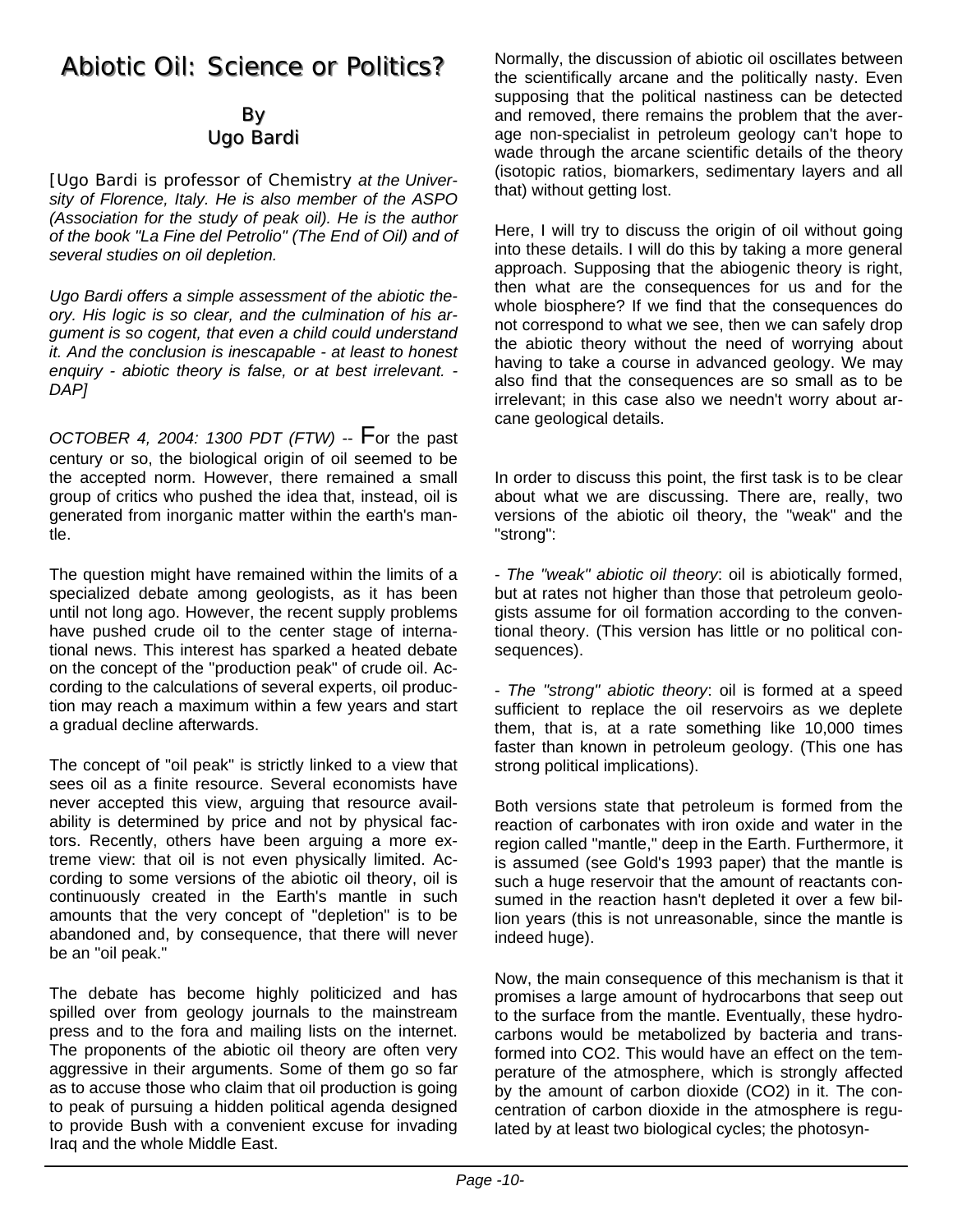# Abiotic Oil: Science or Politics?

## By
## Ugo Bardi

[Ugo Bardi is professor of Chemistry *at the University of Florence, Italy. He is also member of the ASPO (Association for the study of peak oil). He is the author of the book "La Fine del Petrolio" (The End of Oil) and of several studies on oil depletion.*

*Ugo Bardi offers a simple assessment of the abiotic theory. His logic is so clear, and the culmination of his argument is so cogent, that even a child could understand it. And the conclusion is inescapable - at least to honest enquiry - abiotic theory is false, or at best irrelevant. - DAP]*

*OCTOBER 4, 2004: 1300 PDT (FTW)* -- For the past century or so, the biological origin of oil seemed to be the accepted norm. However, there remained a small group of critics who pushed the idea that, instead, oil is generated from inorganic matter within the earth's mantle.

The question might have remained within the limits of a specialized debate among geologists, as it has been until not long ago. However, the recent supply problems have pushed crude oil to the center stage of international news. This interest has sparked a heated debate on the concept of the "production peak" of crude oil. According to the calculations of several experts, oil production may reach a maximum within a few years and start a gradual decline afterwards.

The concept of "oil peak" is strictly linked to a view that sees oil as a finite resource. Several economists have never accepted this view, arguing that resource availability is determined by price and not by physical factors. Recently, others have been arguing a more extreme view: that oil is not even physically limited. According to some versions of the abiotic oil theory, oil is continuously created in the Earth's mantle in such amounts that the very concept of "depletion" is to be abandoned and, by consequence, that there will never be an "oil peak."

The debate has become highly politicized and has spilled over from geology journals to the mainstream press and to the fora and mailing lists on the internet. The proponents of the abiotic oil theory are often very aggressive in their arguments. Some of them go so far as to accuse those who claim that oil production is going to peak of pursuing a hidden political agenda designed to provide Bush with a convenient excuse for invading Iraq and the whole Middle East.

Normally, the discussion of abiotic oil oscillates between the scientifically arcane and the politically nasty. Even supposing that the political nastiness can be detected and removed, there remains the problem that the average non-specialist in petroleum geology can't hope to wade through the arcane scientific details of the theory (isotopic ratios, biomarkers, sedimentary layers and all that) without getting lost.

Here, I will try to discuss the origin of oil without going into these details. I will do this by taking a more general approach. Supposing that the abiogenic theory is right, then what are the consequences for us and for the whole biosphere? If we find that the consequences do not correspond to what we see, then we can safely drop the abiotic theory without the need of worrying about having to take a course in advanced geology. We may also find that the consequences are so small as to be irrelevant; in this case also we needn't worry about arcane geological details.

In order to discuss this point, the first task is to be clear about what we are discussing. There are, really, two versions of the abiotic oil theory, the "weak" and the "strong":

- *The "weak" abiotic oil theory*: oil is abiotically formed, but at rates not higher than those that petroleum geologists assume for oil formation according to the conventional theory. (This version has little or no political consequences).

- *The "strong" abiotic theory*: oil is formed at a speed sufficient to replace the oil reservoirs as we deplete them, that is, at a rate something like 10,000 times faster than known in petroleum geology. (This one has strong political implications).

Both versions state that petroleum is formed from the reaction of carbonates with iron oxide and water in the region called "mantle," deep in the Earth. Furthermore, it is assumed (see Gold's 1993 paper) that the mantle is such a huge reservoir that the amount of reactants consumed in the reaction hasn't depleted it over a few billion years (this is not unreasonable, since the mantle is indeed huge).

Now, the main consequence of this mechanism is that it promises a large amount of hydrocarbons that seep out to the surface from the mantle. Eventually, these hydrocarbons would be metabolized by bacteria and transformed into $CO_2$. This would have an effect on the temperature of the atmosphere, which is strongly affected by the amount of carbon dioxide ($CO_2$) in it. The concentration of carbon dioxide in the atmosphere is regulated by at least two biological cycles; the photosyn-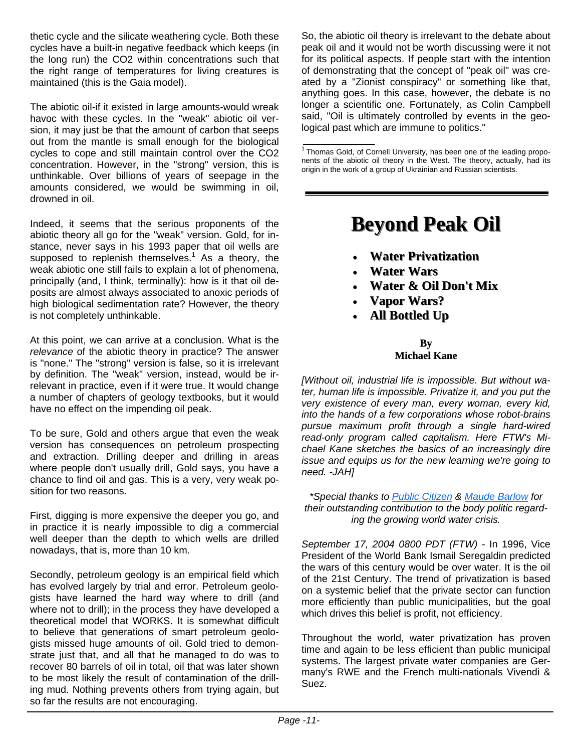thetic cycle and the silicate weathering cycle. Both these cycles have a built-in negative feedback which keeps (in the long run) the CO2 within concentrations such that the right range of temperatures for living creatures is maintained (this is the Gaia model).

The abiotic oil-if it existed in large amounts-would wreak havoc with these cycles. In the "weak" abiotic oil version, it may just be that the amount of carbon that seeps out from the mantle is small enough for the biological cycles to cope and still maintain control over the CO2 concentration. However, in the "strong" version, this is unthinkable. Over billions of years of seepage in the amounts considered, we would be swimming in oil, drowned in oil.

Indeed, it seems that the serious proponents of the abiotic theory all go for the "weak" version. Gold, for instance, never says in his 1993 paper that oil wells are supposed to replenish themselves.[1] As a theory, the weak abiotic one still fails to explain a lot of phenomena, principally (and, I think, terminally): how is it that oil deposits are almost always associated to anoxic periods of high biological sedimentation rate? However, the theory is not completely unthinkable.

At this point, we can arrive at a conclusion. What is the *relevance* of the abiotic theory in practice? The answer is "none." The "strong" version is false, so it is irrelevant by definition. The "weak" version, instead, would be irrelevant in practice, even if it were true. It would change a number of chapters of geology textbooks, but it would have no effect on the impending oil peak.

To be sure, Gold and others argue that even the weak version has consequences on petroleum prospecting and extraction. Drilling deeper and drilling in areas where people don't usually drill, Gold says, you have a chance to find oil and gas. This is a very, very weak position for two reasons.

First, digging is more expensive the deeper you go, and in practice it is nearly impossible to dig a commercial well deeper than the depth to which wells are drilled nowadays, that is, more than 10 km.

Secondly, petroleum geology is an empirical field which has evolved largely by trial and error. Petroleum geologists have learned the hard way where to drill (and where not to drill); in the process they have developed a theoretical model that WORKS. It is somewhat difficult to believe that generations of smart petroleum geologists missed huge amounts of oil. Gold tried to demonstrate just that, and all that he managed to do was to recover 80 barrels of oil in total, oil that was later shown to be most likely the result of contamination of the drilling mud. Nothing prevents others from trying again, but so far the results are not encouraging.

So, the abiotic oil theory is irrelevant to the debate about peak oil and it would not be worth discussing were it not for its political aspects. If people start with the intention of demonstrating that the concept of "peak oil" was created by a "Zionist conspiracy" or something like that, anything goes. In this case, however, the debate is no longer a scientific one. Fortunately, as Colin Campbell said, "Oil is ultimately controlled by events in the geological past which are immune to politics."

[1] Thomas Gold, of Cornell University, has been one of the leading proponents of the abiotic oil theory in the West. The theory, actually, had its origin in the work of a group of Ukrainian and Russian scientists.

# Beyond Peak Oil

- **Water Privatization**
- **Water Wars**
- **Water & Oil Don't Mix**
- **Vapor Wars?**
- **All Bottled Up**

**By**
**Michael Kane**

*[Without oil, industrial life is impossible. But without water, human life is impossible. Privatize it, and you put the very existence of every man, every woman, every kid, into the hands of a few corporations whose robot-brains pursue maximum profit through a single hard-wired read-only program called capitalism. Here FTW's Michael Kane sketches the basics of an increasingly dire issue and equips us for the new learning we're going to need. -JAH]*

*\*Special thanks to Public Citizen & Maude Barlow for their outstanding contribution to the body politic regarding the growing world water crisis.*

*September 17, 2004 0800 PDT (FTW)* - In 1996, Vice President of the World Bank Ismail Seregaldin predicted the wars of this century would be over water. It is the oil of the 21st Century. The trend of privatization is based on a systemic belief that the private sector can function more efficiently than public municipalities, but the goal which drives this belief is profit, not efficiency.

Throughout the world, water privatization has proven time and again to be less efficient than public municipal systems. The largest private water companies are Germany's RWE and the French multi-nationals Vivendi & Suez.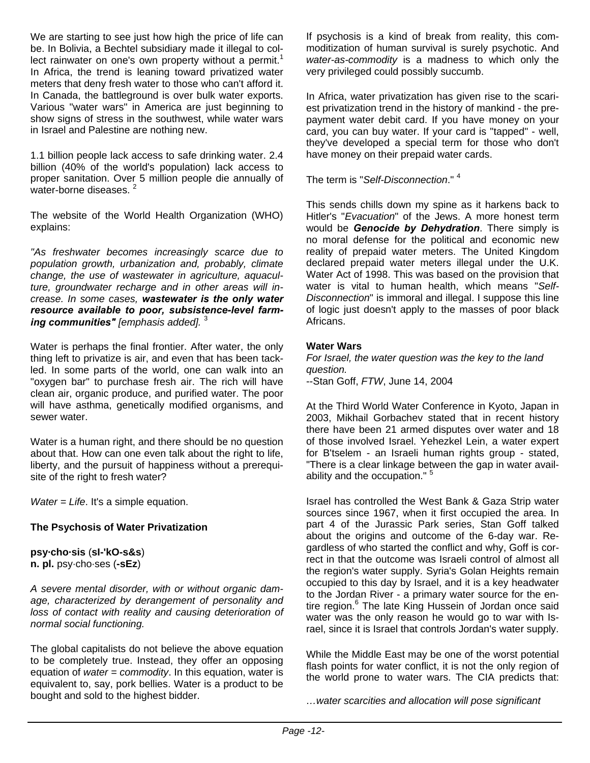We are starting to see just how high the price of life can be. In Bolivia, a Bechtel subsidiary made it illegal to collect rainwater on one's own property without a permit.[1] In Africa, the trend is leaning toward privatized water meters that deny fresh water to those who can't afford it. In Canada, the battleground is over bulk water exports. Various "water wars" in America are just beginning to show signs of stress in the southwest, while water wars in Israel and Palestine are nothing new.

1.1 billion people lack access to safe drinking water. 2.4 billion (40% of the world's population) lack access to proper sanitation. Over 5 million people die annually of water-borne diseases. [2]

The website of the World Health Organization (WHO) explains:

*"As freshwater becomes increasingly scarce due to population growth, urbanization and, probably, climate change, the use of wastewater in agriculture, aquaculture, groundwater recharge and in other areas will increase. In some cases, **wastewater is the only water resource available to poor, subsistence-level farming communities"** [emphasis added].* [3]

Water is perhaps the final frontier. After water, the only thing left to privatize is air, and even that has been tackled. In some parts of the world, one can walk into an "oxygen bar" to purchase fresh air. The rich will have clean air, organic produce, and purified water. The poor will have asthma, genetically modified organisms, and sewer water.

Water is a human right, and there should be no question about that. How can one even talk about the right to life, liberty, and the pursuit of happiness without a prerequisite of the right to fresh water?

*Water = Life*. It's a simple equation.

**The Psychosis of Water Privatization**

**psy·cho·sis** (**sI-'kO-s&s**)
**n. pl.** psy·cho·ses (**-sEz**)

*A severe mental disorder, with or without organic damage, characterized by derangement of personality and loss of contact with reality and causing deterioration of normal social functioning.*

The global capitalists do not believe the above equation to be completely true. Instead, they offer an opposing equation of *water = commodity*. In this equation, water is equivalent to, say, pork bellies. Water is a product to be bought and sold to the highest bidder.

If psychosis is a kind of break from reality, this commoditization of human survival is surely psychotic. And *water-as-commodity* is a madness to which only the very privileged could possibly succumb.

In Africa, water privatization has given rise to the scariest privatization trend in the history of mankind - the prepayment water debit card. If you have money on your card, you can buy water. If your card is "tapped" - well, they've developed a special term for those who don't have money on their prepaid water cards.

The term is "*Self-Disconnection*." [4]

This sends chills down my spine as it harkens back to Hitler's "*Evacuation*" of the Jews. A more honest term would be ***Genocide by Dehydration***. There simply is no moral defense for the political and economic new reality of prepaid water meters. The United Kingdom declared prepaid water meters illegal under the U.K. Water Act of 1998. This was based on the provision that water is vital to human health, which means "*Self-Disconnection*" is immoral and illegal. I suppose this line of logic just doesn't apply to the masses of poor black Africans.

**Water Wars**

*For Israel, the water question was the key to the land question.*
--Stan Goff, *FTW*, June 14, 2004

At the Third World Water Conference in Kyoto, Japan in 2003, Mikhail Gorbachev stated that in recent history there have been 21 armed disputes over water and 18 of those involved Israel. Yehezkel Lein, a water expert for B'tselem - an Israeli human rights group - stated, "There is a clear linkage between the gap in water availability and the occupation." [5]

Israel has controlled the West Bank & Gaza Strip water sources since 1967, when it first occupied the area. In part 4 of the Jurassic Park series, Stan Goff talked about the origins and outcome of the 6-day war. Regardless of who started the conflict and why, Goff is correct in that the outcome was Israeli control of almost all the region's water supply. Syria's Golan Heights remain occupied to this day by Israel, and it is a key headwater to the Jordan River - a primary water source for the entire region.[6] The late King Hussein of Jordan once said water was the only reason he would go to war with Israel, since it is Israel that controls Jordan's water supply.

While the Middle East may be one of the worst potential flash points for water conflict, it is not the only region of the world prone to water wars. The CIA predicts that:

*…water scarcities and allocation will pose significant*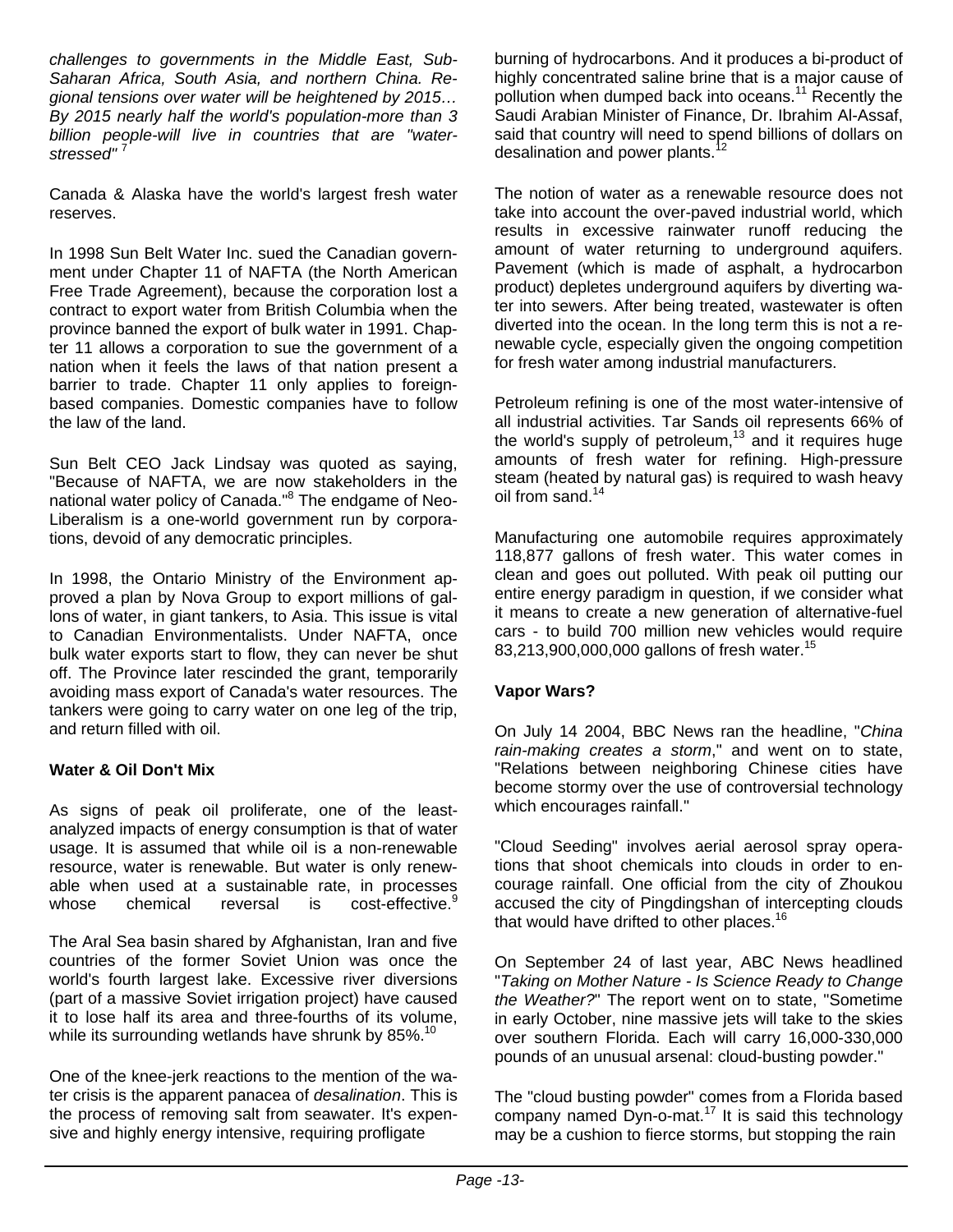*challenges to governments in the Middle East, Sub-Saharan Africa, South Asia, and northern China. Regional tensions over water will be heightened by 2015… By 2015 nearly half the world's population-more than 3 billion people-will live in countries that are "water-stressed"* [7]

Canada & Alaska have the world's largest fresh water reserves.

In 1998 Sun Belt Water Inc. sued the Canadian government under Chapter 11 of NAFTA (the North American Free Trade Agreement), because the corporation lost a contract to export water from British Columbia when the province banned the export of bulk water in 1991. Chapter 11 allows a corporation to sue the government of a nation when it feels the laws of that nation present a barrier to trade. Chapter 11 only applies to foreign-based companies. Domestic companies have to follow the law of the land.

Sun Belt CEO Jack Lindsay was quoted as saying, "Because of NAFTA, we are now stakeholders in the national water policy of Canada."[8] The endgame of Neo-Liberalism is a one-world government run by corporations, devoid of any democratic principles.

In 1998, the Ontario Ministry of the Environment approved a plan by Nova Group to export millions of gallons of water, in giant tankers, to Asia. This issue is vital to Canadian Environmentalists. Under NAFTA, once bulk water exports start to flow, they can never be shut off. The Province later rescinded the grant, temporarily avoiding mass export of Canada's water resources. The tankers were going to carry water on one leg of the trip, and return filled with oil.

**Water & Oil Don't Mix**

As signs of peak oil proliferate, one of the least-analyzed impacts of energy consumption is that of water usage. It is assumed that while oil is a non-renewable resource, water is renewable. But water is only renewable when used at a sustainable rate, in processes whose chemical reversal is cost-effective.[9]

The Aral Sea basin shared by Afghanistan, Iran and five countries of the former Soviet Union was once the world's fourth largest lake. Excessive river diversions (part of a massive Soviet irrigation project) have caused it to lose half its area and three-fourths of its volume, while its surrounding wetlands have shrunk by 85%.[10]

One of the knee-jerk reactions to the mention of the water crisis is the apparent panacea of *desalination*. This is the process of removing salt from seawater. It's expensive and highly energy intensive, requiring profligate burning of hydrocarbons. And it produces a bi-product of highly concentrated saline brine that is a major cause of pollution when dumped back into oceans.[11] Recently the Saudi Arabian Minister of Finance, Dr. Ibrahim Al-Assaf, said that country will need to spend billions of dollars on desalination and power plants.[12]

The notion of water as a renewable resource does not take into account the over-paved industrial world, which results in excessive rainwater runoff reducing the amount of water returning to underground aquifers. Pavement (which is made of asphalt, a hydrocarbon product) depletes underground aquifers by diverting water into sewers. After being treated, wastewater is often diverted into the ocean. In the long term this is not a renewable cycle, especially given the ongoing competition for fresh water among industrial manufacturers.

Petroleum refining is one of the most water-intensive of all industrial activities. Tar Sands oil represents 66% of the world's supply of petroleum,[13] and it requires huge amounts of fresh water for refining. High-pressure steam (heated by natural gas) is required to wash heavy oil from sand.[14]

Manufacturing one automobile requires approximately 118,877 gallons of fresh water. This water comes in clean and goes out polluted. With peak oil putting our entire energy paradigm in question, if we consider what it means to create a new generation of alternative-fuel cars - to build 700 million new vehicles would require 83,213,900,000,000 gallons of fresh water.[15]

**Vapor Wars?**

On July 14 2004, BBC News ran the headline, "*China rain-making creates a storm*," and went on to state, "Relations between neighboring Chinese cities have become stormy over the use of controversial technology which encourages rainfall."

"Cloud Seeding" involves aerial aerosol spray operations that shoot chemicals into clouds in order to encourage rainfall. One official from the city of Zhoukou accused the city of Pingdingshan of intercepting clouds that would have drifted to other places.[16]

On September 24 of last year, ABC News headlined "*Taking on Mother Nature - Is Science Ready to Change the Weather?*" The report went on to state, "Sometime in early October, nine massive jets will take to the skies over southern Florida. Each will carry 16,000-330,000 pounds of an unusual arsenal: cloud-busting powder."

The "cloud busting powder" comes from a Florida based company named Dyn-o-mat.[17] It is said this technology may be a cushion to fierce storms, but stopping the rain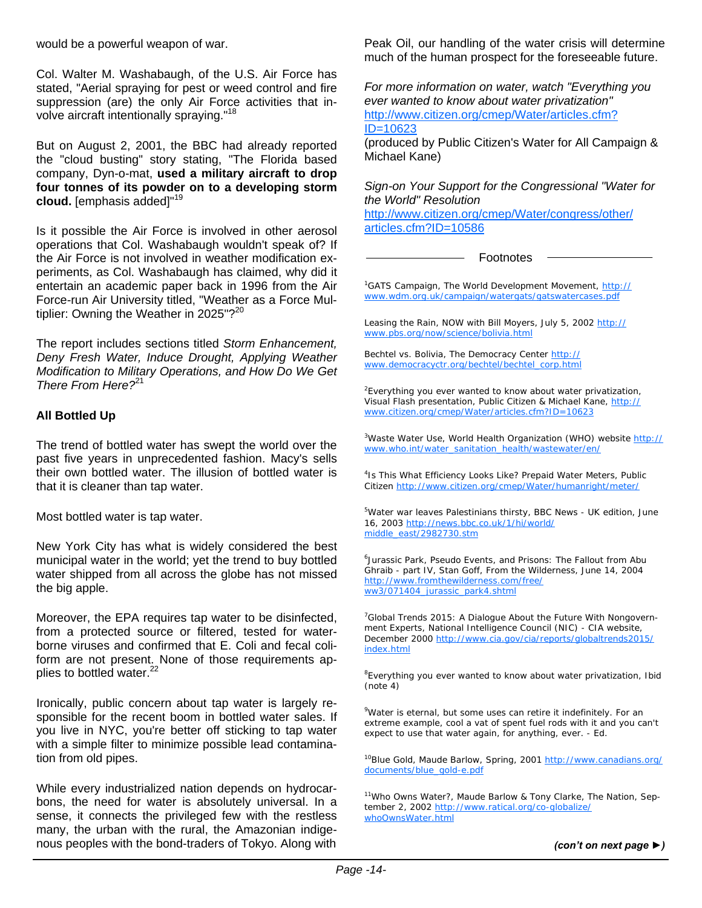would be a powerful weapon of war.

Col. Walter M. Washabaugh, of the U.S. Air Force has stated, "Aerial spraying for pest or weed control and fire suppression (are) the only Air Force activities that involve aircraft intentionally spraying."[18]

But on August 2, 2001, the BBC had already reported the "cloud busting" story stating, "The Florida based company, Dyn-o-mat, **used a military aircraft to drop four tonnes of its powder on to a developing storm cloud.** [emphasis added]"[19]

Is it possible the Air Force is involved in other aerosol operations that Col. Washabaugh wouldn't speak of? If the Air Force is not involved in weather modification experiments, as Col. Washabaugh has claimed, why did it entertain an academic paper back in 1996 from the Air Force-run Air University titled, "Weather as a Force Multiplier: Owning the Weather in 2025"?[20]

The report includes sections titled *Storm Enhancement, Deny Fresh Water, Induce Drought, Applying Weather Modification to Military Operations, and How Do We Get There From Here?*[21]

### All Bottled Up

The trend of bottled water has swept the world over the past five years in unprecedented fashion. Macy's sells their own bottled water. The illusion of bottled water is that it is cleaner than tap water.

Most bottled water is tap water.

New York City has what is widely considered the best municipal water in the world; yet the trend to buy bottled water shipped from all across the globe has not missed the big apple.

Moreover, the EPA requires tap water to be disinfected, from a protected source or filtered, tested for waterborne viruses and confirmed that E. Coli and fecal coliform are not present. None of those requirements applies to bottled water.[22]

Ironically, public concern about tap water is largely responsible for the recent boom in bottled water sales. If you live in NYC, you're better off sticking to tap water with a simple filter to minimize possible lead contamination from old pipes.

While every industrialized nation depends on hydrocarbons, the need for water is absolutely universal. In a sense, it connects the privileged few with the restless many, the urban with the rural, the Amazonian indigenous peoples with the bond-traders of Tokyo. Along with Peak Oil, our handling of the water crisis will determine much of the human prospect for the foreseeable future.

*For more information on water, watch "Everything you ever wanted to know about water privatization"*
http://www.citizen.org/cmep/Water/articles.cfm?ID=10623
(produced by Public Citizen's Water for All Campaign & Michael Kane)

*Sign-on Your Support for the Congressional "Water for the World" Resolution*
http://www.citizen.org/cmep/Water/congress/other/articles.cfm?ID=10586

### Footnotes

[1]GATS Campaign, The World Development Movement, http://www.wdm.org.uk/campaign/watergats/gatswatercases.pdf

Leasing the Rain, NOW with Bill Moyers, July 5, 2002 http://www.pbs.org/now/science/bolivia.html

Bechtel vs. Bolivia, The Democracy Center http://www.democracyctr.org/bechtel/bechtel_corp.html

[2]Everything you ever wanted to know about water privatization, Visual Flash presentation, Public Citizen & Michael Kane, http://www.citizen.org/cmep/Water/articles.cfm?ID=10623

[3]Waste Water Use, World Health Organization (WHO) website http://www.who.int/water_sanitation_health/wastewater/en/

[4]Is This What Efficiency Looks Like? Prepaid Water Meters, Public Citizen http://www.citizen.org/cmep/Water/humanright/meter/

[5]Water war leaves Palestinians thirsty, BBC News - UK edition, June 16, 2003 http://news.bbc.co.uk/1/hi/world/middle_east/2982730.stm

[6]Jurassic Park, Pseudo Events, and Prisons: The Fallout from Abu Ghraib - part IV, Stan Goff, From the Wilderness, June 14, 2004 http://www.fromthewilderness.com/free/ww3/071404_jurassic_park4.shtml

[7]Global Trends 2015: A Dialogue About the Future With Nongovernment Experts, National Intelligence Council (NIC) - CIA website, December 2000 http://www.cia.gov/cia/reports/globaltrends2015/index.html

[8]Everything you ever wanted to know about water privatization, Ibid (note 4)

[9]Water is eternal, but some uses can retire it indefinitely. For an extreme example, cool a vat of spent fuel rods with it and you can't expect to use that water again, for anything, ever. - Ed.

[10]Blue Gold, Maude Barlow, Spring, 2001 http://www.canadians.org/documents/blue_gold-e.pdf

[11]Who Owns Water?, Maude Barlow & Tony Clarke, The Nation, September 2, 2002 http://www.ratical.org/co-globalize/whoOwnsWater.html

***(con't on next page ►)***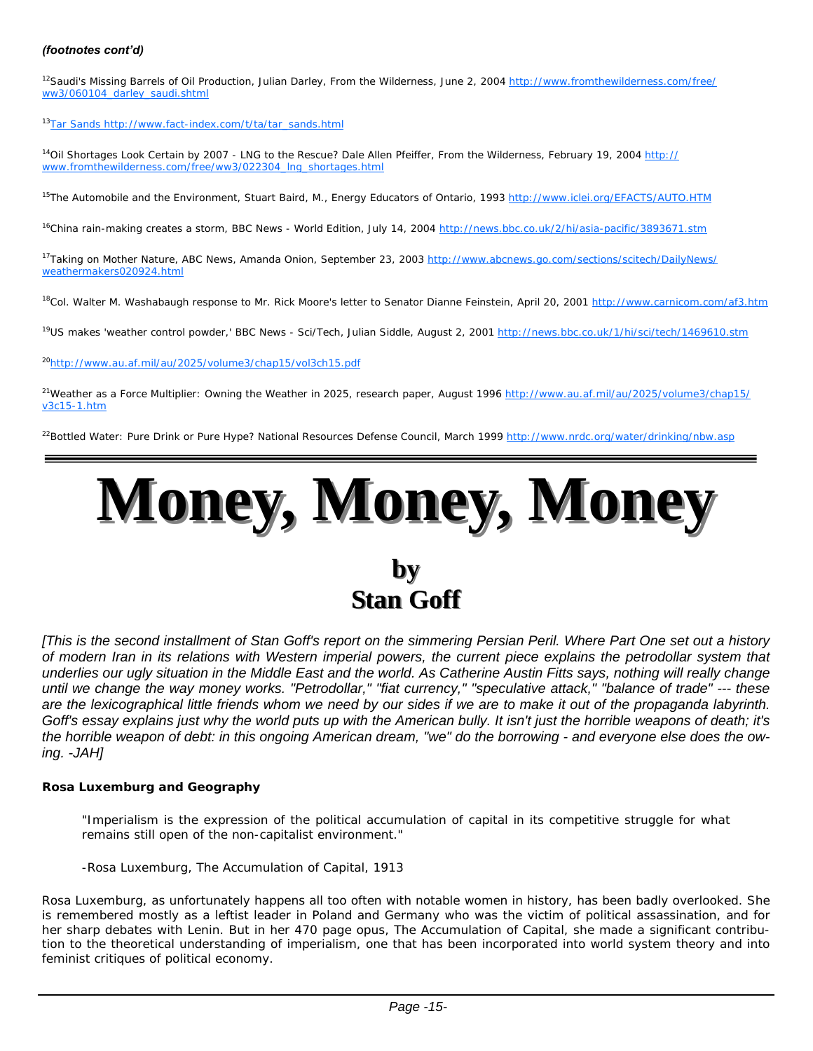*(footnotes cont'd)*

[12]Saudi's Missing Barrels of Oil Production, Julian Darley, From the Wilderness, June 2, 2004 http://www.fromthewilderness.com/free/ww3/060104_darley_saudi.shtml

[13]Tar Sands http://www.fact-index.com/t/ta/tar_sands.html

[14]Oil Shortages Look Certain by 2007 - LNG to the Rescue? Dale Allen Pfeiffer, From the Wilderness, February 19, 2004 http://www.fromthewilderness.com/free/ww3/022304_lng_shortages.html

[15]The Automobile and the Environment, Stuart Baird, M., Energy Educators of Ontario, 1993 http://www.iclei.org/EFACTS/AUTO.HTM

[16]China rain-making creates a storm, BBC News - World Edition, July 14, 2004 http://news.bbc.co.uk/2/hi/asia-pacific/3893671.stm

[17]Taking on Mother Nature, ABC News, Amanda Onion, September 23, 2003 http://www.abcnews.go.com/sections/scitech/DailyNews/weathermakers020924.html

[18]Col. Walter M. Washabaugh response to Mr. Rick Moore's letter to Senator Dianne Feinstein, April 20, 2001 http://www.carnicom.com/af3.htm

[19]US makes 'weather control powder,' BBC News - Sci/Tech, Julian Siddle, August 2, 2001 http://news.bbc.co.uk/1/hi/sci/tech/1469610.stm

[20]http://www.au.af.mil/au/2025/volume3/chap15/vol3ch15.pdf

[21]Weather as a Force Multiplier: Owning the Weather in 2025, research paper, August 1996 http://www.au.af.mil/au/2025/volume3/chap15/v3c15-1.htm

[22]Bottled Water: Pure Drink or Pure Hype? National Resources Defense Council, March 1999 http://www.nrdc.org/water/drinking/nbw.asp

---

# Money, Money, Money

## by Stan Goff

*[This is the second installment of Stan Goff's report on the simmering Persian Peril. Where Part One set out a history of modern Iran in its relations with Western imperial powers, the current piece explains the petrodollar system that underlies our ugly situation in the Middle East and the world. As Catherine Austin Fitts says, nothing will really change until we change the way money works. "Petrodollar," "fiat currency," "speculative attack," "balance of trade" --- these are the lexicographical little friends whom we need by our sides if we are to make it out of the propaganda labyrinth. Goff's essay explains just why the world puts up with the American bully. It isn't just the horrible weapons of death; it's the horrible weapon of debt: in this ongoing American dream, "we" do the borrowing - and everyone else does the owing. -JAH]*

**Rosa Luxemburg and Geography**

> "Imperialism is the expression of the political accumulation of capital in its competitive struggle for what remains still open of the non-capitalist environment."
>
> -Rosa Luxemburg, The Accumulation of Capital, 1913

Rosa Luxemburg, as unfortunately happens all too often with notable women in history, has been badly overlooked. She is remembered mostly as a leftist leader in Poland and Germany who was the victim of political assassination, and for her sharp debates with Lenin. But in her 470 page opus, The Accumulation of Capital, she made a significant contribution to the theoretical understanding of imperialism, one that has been incorporated into world system theory and into feminist critiques of political economy.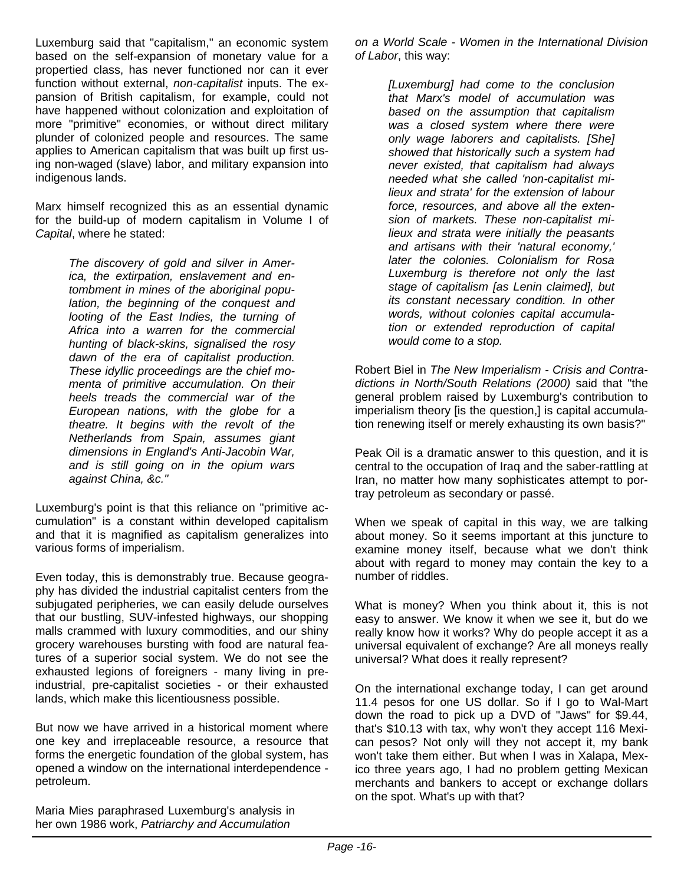Luxemburg said that "capitalism," an economic system based on the self-expansion of monetary value for a propertied class, has never functioned nor can it ever function without external, *non-capitalist* inputs. The expansion of British capitalism, for example, could not have happened without colonization and exploitation of more "primitive" economies, or without direct military plunder of colonized people and resources. The same applies to American capitalism that was built up first using non-waged (slave) labor, and military expansion into indigenous lands.

Marx himself recognized this as an essential dynamic for the build-up of modern capitalism in Volume I of *Capital*, where he stated:

> *The discovery of gold and silver in America, the extirpation, enslavement and entombment in mines of the aboriginal population, the beginning of the conquest and looting of the East Indies, the turning of Africa into a warren for the commercial hunting of black-skins, signalised the rosy dawn of the era of capitalist production. These idyllic proceedings are the chief momenta of primitive accumulation. On their heels treads the commercial war of the European nations, with the globe for a theatre. It begins with the revolt of the Netherlands from Spain, assumes giant dimensions in England's Anti-Jacobin War, and is still going on in the opium wars against China, &c."*

Luxemburg's point is that this reliance on "primitive accumulation" is a constant within developed capitalism and that it is magnified as capitalism generalizes into various forms of imperialism.

Even today, this is demonstrably true. Because geography has divided the industrial capitalist centers from the subjugated peripheries, we can easily delude ourselves that our bustling, SUV-infested highways, our shopping malls crammed with luxury commodities, and our shiny grocery warehouses bursting with food are natural features of a superior social system. We do not see the exhausted legions of foreigners - many living in pre-industrial, pre-capitalist societies - or their exhausted lands, which make this licentiousness possible.

But now we have arrived in a historical moment where one key and irreplaceable resource, a resource that forms the energetic foundation of the global system, has opened a window on the international interdependence - petroleum.

Maria Mies paraphrased Luxemburg's analysis in her own 1986 work, *Patriarchy and Accumulation on a World Scale - Women in the International Division of Labor*, this way:

> *[Luxemburg] had come to the conclusion that Marx's model of accumulation was based on the assumption that capitalism was a closed system where there were only wage laborers and capitalists. [She] showed that historically such a system had never existed, that capitalism had always needed what she called 'non-capitalist milieux and strata' for the extension of labour force, resources, and above all the extension of markets. These non-capitalist milieux and strata were initially the peasants and artisans with their 'natural economy,' later the colonies. Colonialism for Rosa Luxemburg is therefore not only the last stage of capitalism [as Lenin claimed], but its constant necessary condition. In other words, without colonies capital accumulation or extended reproduction of capital would come to a stop.*

Robert Biel in *The New Imperialism - Crisis and Contradictions in North/South Relations (2000)* said that "the general problem raised by Luxemburg's contribution to imperialism theory [is the question,] is capital accumulation renewing itself or merely exhausting its own basis?"

Peak Oil is a dramatic answer to this question, and it is central to the occupation of Iraq and the saber-rattling at Iran, no matter how many sophisticates attempt to portray petroleum as secondary or passé.

When we speak of capital in this way, we are talking about money. So it seems important at this juncture to examine money itself, because what we don't think about with regard to money may contain the key to a number of riddles.

What is money? When you think about it, this is not easy to answer. We know it when we see it, but do we really know how it works? Why do people accept it as a universal equivalent of exchange? Are all moneys really universal? What does it really represent?

On the international exchange today, I can get around 11.4 pesos for one US dollar. So if I go to Wal-Mart down the road to pick up a DVD of "Jaws" for $9.44, that's $10.13 with tax, why won't they accept 116 Mexican pesos? Not only will they not accept it, my bank won't take them either. But when I was in Xalapa, Mexico three years ago, I had no problem getting Mexican merchants and bankers to accept or exchange dollars on the spot. What's up with that?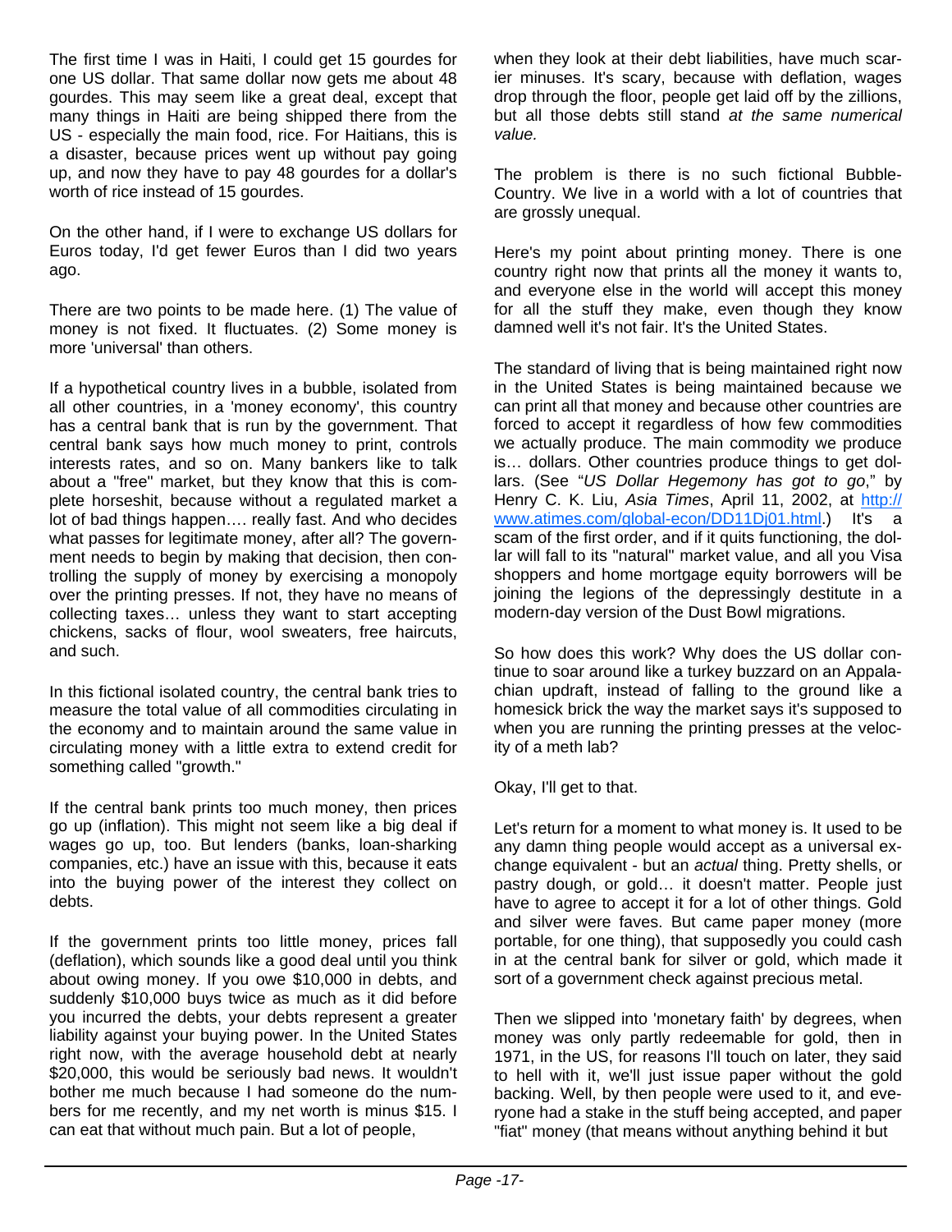The first time I was in Haiti, I could get 15 gourdes for one US dollar. That same dollar now gets me about 48 gourdes. This may seem like a great deal, except that many things in Haiti are being shipped there from the US - especially the main food, rice. For Haitians, this is a disaster, because prices went up without pay going up, and now they have to pay 48 gourdes for a dollar's worth of rice instead of 15 gourdes.

On the other hand, if I were to exchange US dollars for Euros today, I'd get fewer Euros than I did two years ago.

There are two points to be made here. (1) The value of money is not fixed. It fluctuates. (2) Some money is more 'universal' than others.

If a hypothetical country lives in a bubble, isolated from all other countries, in a 'money economy', this country has a central bank that is run by the government. That central bank says how much money to print, controls interests rates, and so on. Many bankers like to talk about a "free" market, but they know that this is complete horseshit, because without a regulated market a lot of bad things happen…. really fast. And who decides what passes for legitimate money, after all? The government needs to begin by making that decision, then controlling the supply of money by exercising a monopoly over the printing presses. If not, they have no means of collecting taxes… unless they want to start accepting chickens, sacks of flour, wool sweaters, free haircuts, and such.

In this fictional isolated country, the central bank tries to measure the total value of all commodities circulating in the economy and to maintain around the same value in circulating money with a little extra to extend credit for something called "growth."

If the central bank prints too much money, then prices go up (inflation). This might not seem like a big deal if wages go up, too. But lenders (banks, loan-sharking companies, etc.) have an issue with this, because it eats into the buying power of the interest they collect on debts.

If the government prints too little money, prices fall (deflation), which sounds like a good deal until you think about owing money. If you owe $10,000 in debts, and suddenly $10,000 buys twice as much as it did before you incurred the debts, your debts represent a greater liability against your buying power. In the United States right now, with the average household debt at nearly $20,000, this would be seriously bad news. It wouldn't bother me much because I had someone do the numbers for me recently, and my net worth is minus $15. I can eat that without much pain. But a lot of people, when they look at their debt liabilities, have much scarier minuses. It's scary, because with deflation, wages drop through the floor, people get laid off by the zillions, but all those debts still stand *at the same numerical value.*

The problem is there is no such fictional Bubble-Country. We live in a world with a lot of countries that are grossly unequal.

Here's my point about printing money. There is one country right now that prints all the money it wants to, and everyone else in the world will accept this money for all the stuff they make, even though they know damned well it's not fair. It's the United States.

The standard of living that is being maintained right now in the United States is being maintained because we can print all that money and because other countries are forced to accept it regardless of how few commodities we actually produce. The main commodity we produce is… dollars. Other countries produce things to get dollars. (See "*US Dollar Hegemony has got to go*," by Henry C. K. Liu, *Asia Times*, April 11, 2002, at http://www.atimes.com/global-econ/DD11Dj01.html.) It's a scam of the first order, and if it quits functioning, the dollar will fall to its "natural" market value, and all you Visa shoppers and home mortgage equity borrowers will be joining the legions of the depressingly destitute in a modern-day version of the Dust Bowl migrations.

So how does this work? Why does the US dollar continue to soar around like a turkey buzzard on an Appalachian updraft, instead of falling to the ground like a homesick brick the way the market says it's supposed to when you are running the printing presses at the velocity of a meth lab?

Okay, I'll get to that.

Let's return for a moment to what money is. It used to be any damn thing people would accept as a universal exchange equivalent - but an *actual* thing. Pretty shells, or pastry dough, or gold… it doesn't matter. People just have to agree to accept it for a lot of other things. Gold and silver were faves. But came paper money (more portable, for one thing), that supposedly you could cash in at the central bank for silver or gold, which made it sort of a government check against precious metal.

Then we slipped into 'monetary faith' by degrees, when money was only partly redeemable for gold, then in 1971, in the US, for reasons I'll touch on later, they said to hell with it, we'll just issue paper without the gold backing. Well, by then people were used to it, and everyone had a stake in the stuff being accepted, and paper "fiat" money (that means without anything behind it but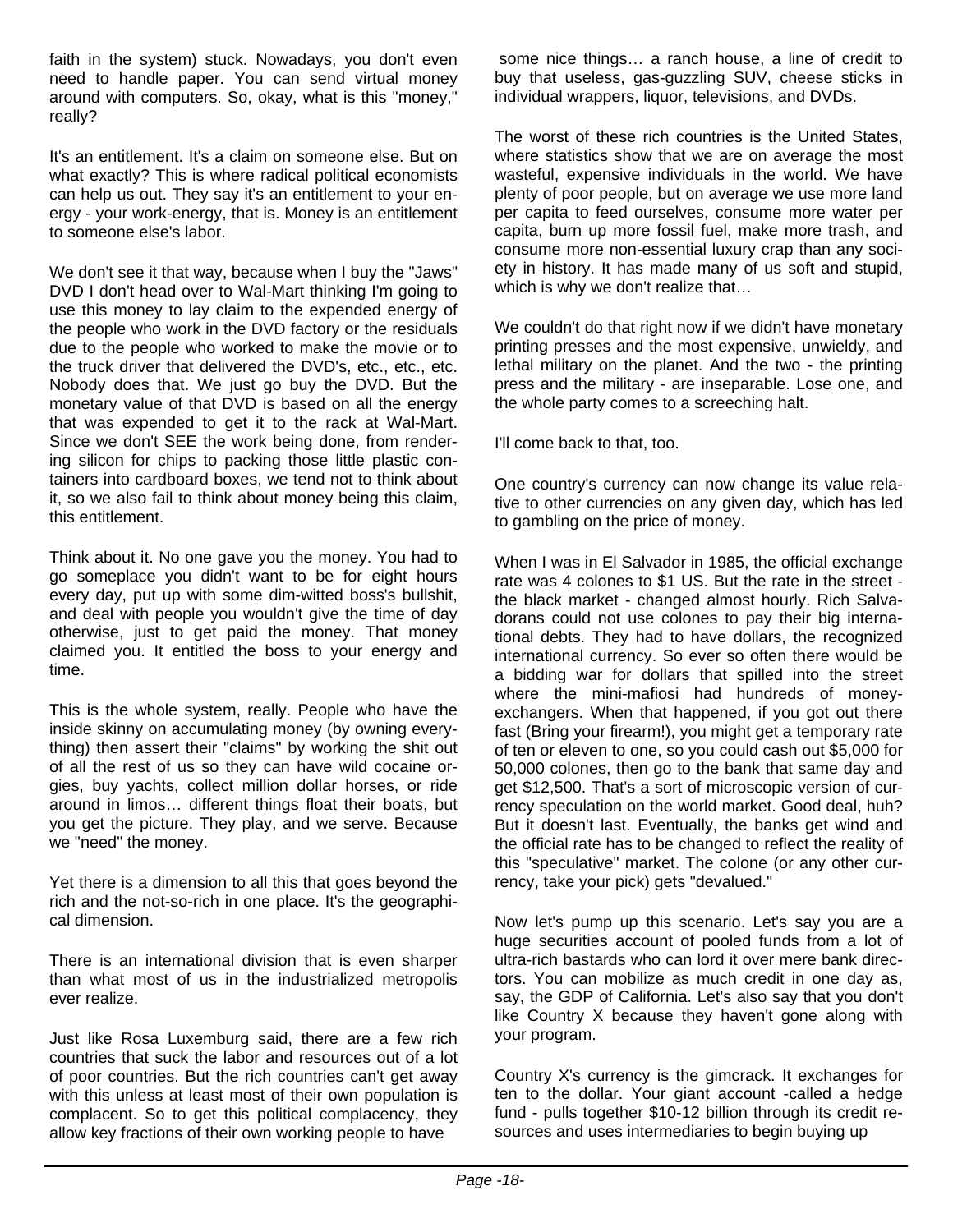faith in the system) stuck. Nowadays, you don't even need to handle paper. You can send virtual money around with computers. So, okay, what is this "money," really?

It's an entitlement. It's a claim on someone else. But on what exactly? This is where radical political economists can help us out. They say it's an entitlement to your energy - your work-energy, that is. Money is an entitlement to someone else's labor.

We don't see it that way, because when I buy the "Jaws" DVD I don't head over to Wal-Mart thinking I'm going to use this money to lay claim to the expended energy of the people who work in the DVD factory or the residuals due to the people who worked to make the movie or to the truck driver that delivered the DVD's, etc., etc., etc. Nobody does that. We just go buy the DVD. But the monetary value of that DVD is based on all the energy that was expended to get it to the rack at Wal-Mart. Since we don't SEE the work being done, from rendering silicon for chips to packing those little plastic containers into cardboard boxes, we tend not to think about it, so we also fail to think about money being this claim, this entitlement.

Think about it. No one gave you the money. You had to go someplace you didn't want to be for eight hours every day, put up with some dim-witted boss's bullshit, and deal with people you wouldn't give the time of day otherwise, just to get paid the money. That money claimed you. It entitled the boss to your energy and time.

This is the whole system, really. People who have the inside skinny on accumulating money (by owning everything) then assert their "claims" by working the shit out of all the rest of us so they can have wild cocaine orgies, buy yachts, collect million dollar horses, or ride around in limos… different things float their boats, but you get the picture. They play, and we serve. Because we "need" the money.

Yet there is a dimension to all this that goes beyond the rich and the not-so-rich in one place. It's the geographical dimension.

There is an international division that is even sharper than what most of us in the industrialized metropolis ever realize.

Just like Rosa Luxemburg said, there are a few rich countries that suck the labor and resources out of a lot of poor countries. But the rich countries can't get away with this unless at least most of their own population is complacent. So to get this political complacency, they allow key fractions of their own working people to have some nice things… a ranch house, a line of credit to buy that useless, gas-guzzling SUV, cheese sticks in individual wrappers, liquor, televisions, and DVDs.

The worst of these rich countries is the United States, where statistics show that we are on average the most wasteful, expensive individuals in the world. We have plenty of poor people, but on average we use more land per capita to feed ourselves, consume more water per capita, burn up more fossil fuel, make more trash, and consume more non-essential luxury crap than any society in history. It has made many of us soft and stupid, which is why we don't realize that…

We couldn't do that right now if we didn't have monetary printing presses and the most expensive, unwieldy, and lethal military on the planet. And the two - the printing press and the military - are inseparable. Lose one, and the whole party comes to a screeching halt.

I'll come back to that, too.

One country's currency can now change its value relative to other currencies on any given day, which has led to gambling on the price of money.

When I was in El Salvador in 1985, the official exchange rate was 4 colones to $1 US. But the rate in the street - the black market - changed almost hourly. Rich Salvadorans could not use colones to pay their big international debts. They had to have dollars, the recognized international currency. So ever so often there would be a bidding war for dollars that spilled into the street where the mini-mafiosi had hundreds of money-exchangers. When that happened, if you got out there fast (Bring your firearm!), you might get a temporary rate of ten or eleven to one, so you could cash out $5,000 for 50,000 colones, then go to the bank that same day and get $12,500. That's a sort of microscopic version of currency speculation on the world market. Good deal, huh? But it doesn't last. Eventually, the banks get wind and the official rate has to be changed to reflect the reality of this "speculative" market. The colone (or any other currency, take your pick) gets "devalued."

Now let's pump up this scenario. Let's say you are a huge securities account of pooled funds from a lot of ultra-rich bastards who can lord it over mere bank directors. You can mobilize as much credit in one day as, say, the GDP of California. Let's also say that you don't like Country X because they haven't gone along with your program.

Country X's currency is the gimcrack. It exchanges for ten to the dollar. Your giant account -called a hedge fund - pulls together $10-12 billion through its credit resources and uses intermediaries to begin buying up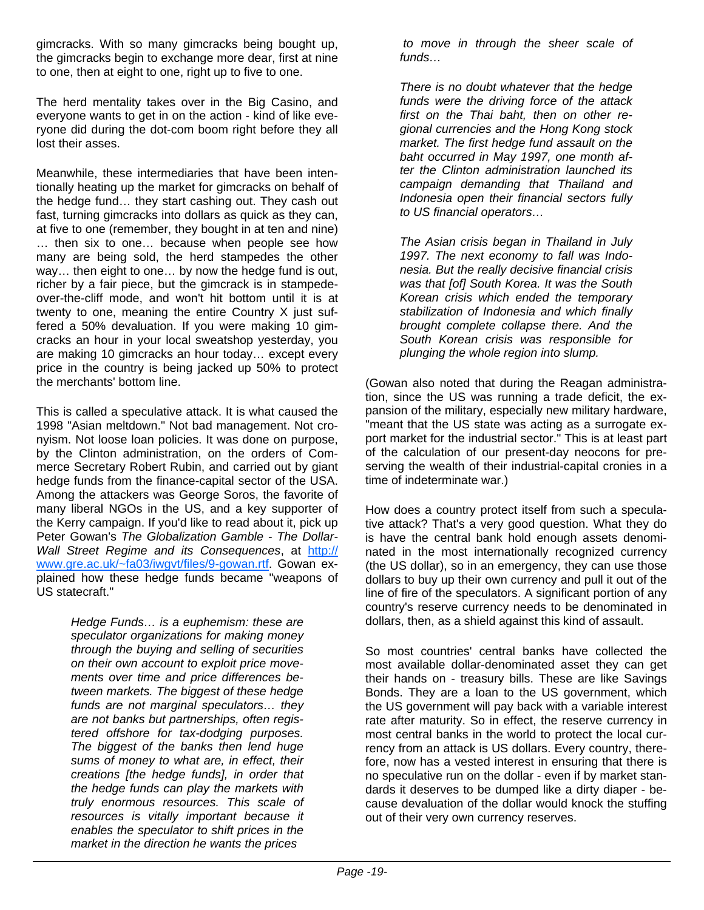gimcracks. With so many gimcracks being bought up, the gimcracks begin to exchange more dear, first at nine to one, then at eight to one, right up to five to one.

The herd mentality takes over in the Big Casino, and everyone wants to get in on the action - kind of like everyone did during the dot-com boom right before they all lost their asses.

Meanwhile, these intermediaries that have been intentionally heating up the market for gimcracks on behalf of the hedge fund… they start cashing out. They cash out fast, turning gimcracks into dollars as quick as they can, at five to one (remember, they bought in at ten and nine) … then six to one… because when people see how many are being sold, the herd stampedes the other way… then eight to one… by now the hedge fund is out, richer by a fair piece, but the gimcrack is in stampede-over-the-cliff mode, and won't hit bottom until it is at twenty to one, meaning the entire Country X just suffered a 50% devaluation. If you were making 10 gimcracks an hour in your local sweatshop yesterday, you are making 10 gimcracks an hour today… except every price in the country is being jacked up 50% to protect the merchants' bottom line.

This is called a speculative attack. It is what caused the 1998 "Asian meltdown." Not bad management. Not cronyism. Not loose loan policies. It was done on purpose, by the Clinton administration, on the orders of Commerce Secretary Robert Rubin, and carried out by giant hedge funds from the finance-capital sector of the USA. Among the attackers was George Soros, the favorite of many liberal NGOs in the US, and a key supporter of the Kerry campaign. If you'd like to read about it, pick up Peter Gowan's *The Globalization Gamble - The Dollar-Wall Street Regime and its Consequences*, at http://www.gre.ac.uk/~fa03/iwgvt/files/9-gowan.rtf. Gowan explained how these hedge funds became "weapons of US statecraft."

> *Hedge Funds… is a euphemism: these are speculator organizations for making money through the buying and selling of securities on their own account to exploit price movements over time and price differences between markets. The biggest of these hedge funds are not marginal speculators… they are not banks but partnerships, often registered offshore for tax-dodging purposes. The biggest of the banks then lend huge sums of money to what are, in effect, their creations [the hedge funds], in order that the hedge funds can play the markets with truly enormous resources. This scale of resources is vitally important because it enables the speculator to shift prices in the market in the direction he wants the prices to move in through the sheer scale of funds…*
>
> *There is no doubt whatever that the hedge funds were the driving force of the attack first on the Thai baht, then on other regional currencies and the Hong Kong stock market. The first hedge fund assault on the baht occurred in May 1997, one month after the Clinton administration launched its campaign demanding that Thailand and Indonesia open their financial sectors fully to US financial operators…*
>
> *The Asian crisis began in Thailand in July 1997. The next economy to fall was Indonesia. But the really decisive financial crisis was that [of] South Korea. It was the South Korean crisis which ended the temporary stabilization of Indonesia and which finally brought complete collapse there. And the South Korean crisis was responsible for plunging the whole region into slump.*

(Gowan also noted that during the Reagan administration, since the US was running a trade deficit, the expansion of the military, especially new military hardware, "meant that the US state was acting as a surrogate export market for the industrial sector." This is at least part of the calculation of our present-day neocons for preserving the wealth of their industrial-capital cronies in a time of indeterminate war.)

How does a country protect itself from such a speculative attack? That's a very good question. What they do is have the central bank hold enough assets denominated in the most internationally recognized currency (the US dollar), so in an emergency, they can use those dollars to buy up their own currency and pull it out of the line of fire of the speculators. A significant portion of any country's reserve currency needs to be denominated in dollars, then, as a shield against this kind of assault.

So most countries' central banks have collected the most available dollar-denominated asset they can get their hands on - treasury bills. These are like Savings Bonds. They are a loan to the US government, which the US government will pay back with a variable interest rate after maturity. So in effect, the reserve currency in most central banks in the world to protect the local currency from an attack is US dollars. Every country, therefore, now has a vested interest in ensuring that there is no speculative run on the dollar - even if by market standards it deserves to be dumped like a dirty diaper - because devaluation of the dollar would knock the stuffing out of their very own currency reserves.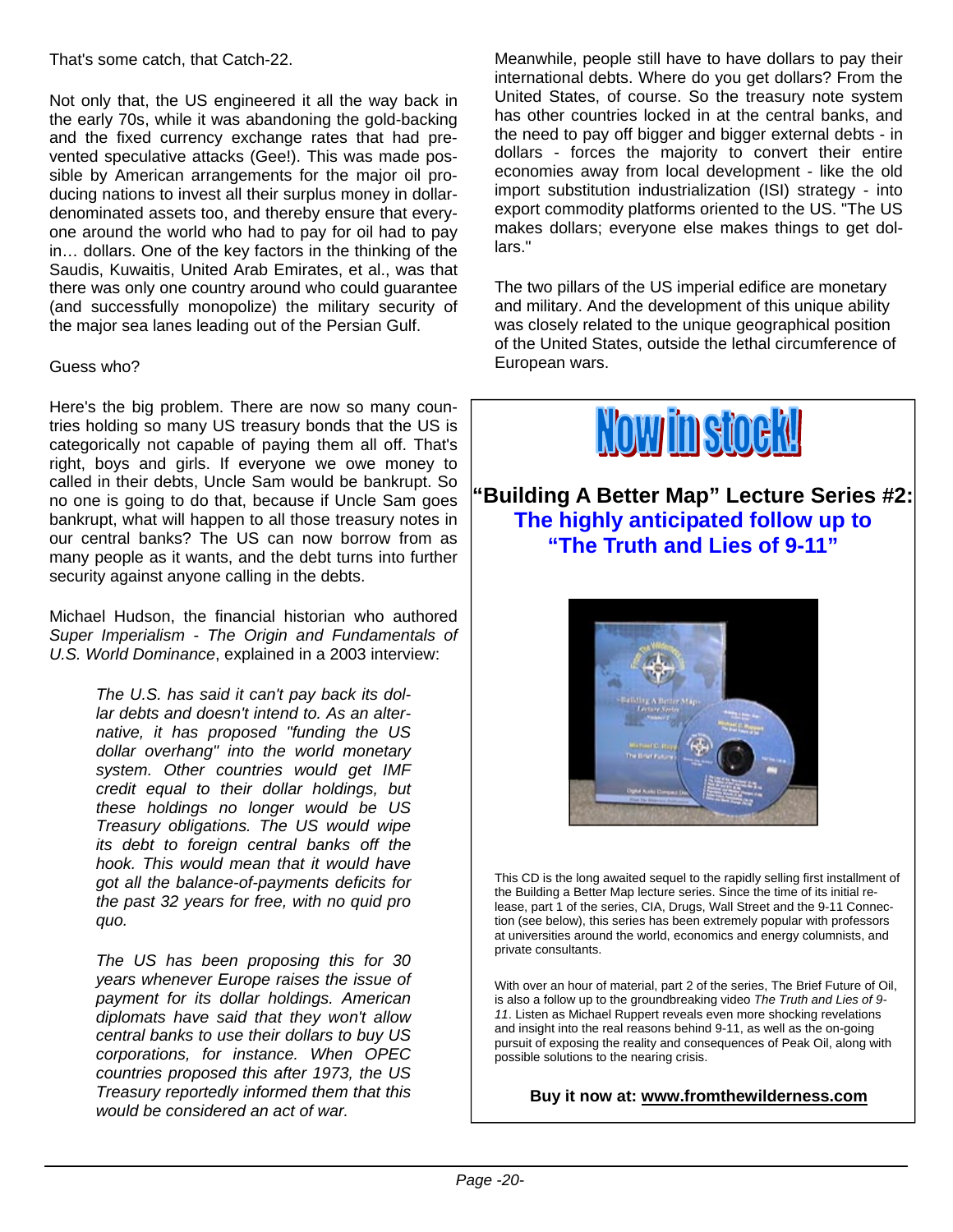That's some catch, that Catch-22.

Not only that, the US engineered it all the way back in the early 70s, while it was abandoning the gold-backing and the fixed currency exchange rates that had prevented speculative attacks (Gee!). This was made possible by American arrangements for the major oil producing nations to invest all their surplus money in dollar-denominated assets too, and thereby ensure that everyone around the world who had to pay for oil had to pay in… dollars. One of the key factors in the thinking of the Saudis, Kuwaitis, United Arab Emirates, et al., was that there was only one country around who could guarantee (and successfully monopolize) the military security of the major sea lanes leading out of the Persian Gulf.

Guess who?

Here's the big problem. There are now so many countries holding so many US treasury bonds that the US is categorically not capable of paying them all off. That's right, boys and girls. If everyone we owe money to called in their debts, Uncle Sam would be bankrupt. So no one is going to do that, because if Uncle Sam goes bankrupt, what will happen to all those treasury notes in our central banks? The US can now borrow from as many people as it wants, and the debt turns into further security against anyone calling in the debts.

Michael Hudson, the financial historian who authored *Super Imperialism - The Origin and Fundamentals of U.S. World Dominance*, explained in a 2003 interview:

> *The U.S. has said it can't pay back its dollar debts and doesn't intend to. As an alternative, it has proposed "funding the US dollar overhang" into the world monetary system. Other countries would get IMF credit equal to their dollar holdings, but these holdings no longer would be US Treasury obligations. The US would wipe its debt to foreign central banks off the hook. This would mean that it would have got all the balance-of-payments deficits for the past 32 years for free, with no quid pro quo.*
>
> *The US has been proposing this for 30 years whenever Europe raises the issue of payment for its dollar holdings. American diplomats have said that they won't allow central banks to use their dollars to buy US corporations, for instance. When OPEC countries proposed this after 1973, the US Treasury reportedly informed them that this would be considered an act of war.*

Meanwhile, people still have to have dollars to pay their international debts. Where do you get dollars? From the United States, of course. So the treasury note system has other countries locked in at the central banks, and the need to pay off bigger and bigger external debts - in dollars - forces the majority to convert their entire economies away from local development - like the old import substitution industrialization (ISI) strategy - into export commodity platforms oriented to the US. "The US makes dollars; everyone else makes things to get dollars."

The two pillars of the US imperial edifice are monetary and military. And the development of this unique ability was closely related to the unique geographical position of the United States, outside the lethal circumference of European wars.

---

## Now in stock!

**"Building A Better Map" Lecture Series #2:**
**The highly anticipated follow up to "The Truth and Lies of 9-11"**

This CD is the long awaited sequel to the rapidly selling first installment of the Building a Better Map lecture series. Since the time of its initial release, part 1 of the series, CIA, Drugs, Wall Street and the 9-11 Connection (see below), this series has been extremely popular with professors at universities around the world, economics and energy columnists, and private consultants.

With over an hour of material, part 2 of the series, The Brief Future of Oil, is also a follow up to the groundbreaking video *The Truth and Lies of 9-11*. Listen as Michael Ruppert reveals even more shocking revelations and insight into the real reasons behind 9-11, as well as the on-going pursuit of exposing the reality and consequences of Peak Oil, along with possible solutions to the nearing crisis.

**Buy it now at: www.fromthewilderness.com**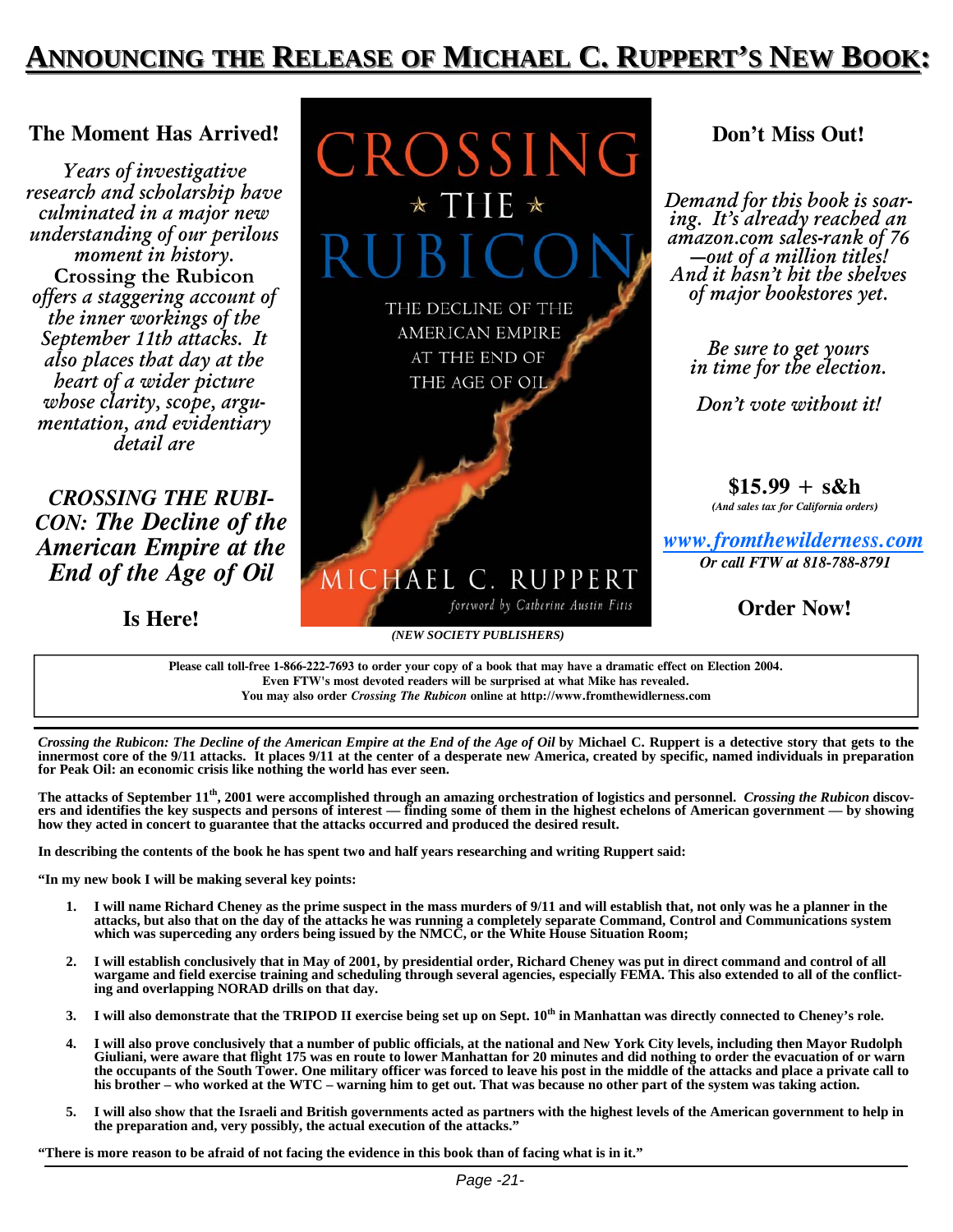# ANNOUNCING THE RELEASE OF MICHAEL C. RUPPERT'S NEW BOOK:

**The Moment Has Arrived!**

*Years of investigative research and scholarship have culminated in a major new understanding of our perilous moment in history.* Crossing the Rubicon *offers a staggering account of the inner workings of the September 11th attacks. It also places that day at the heart of a wider picture whose clarity, scope, argumentation, and evidentiary detail are*

***CROSSING THE RUBICON: The Decline of the American Empire at the End of the Age of Oil***

**Is Here!**

CROSSING ⋆ THE ⋆ RUBICON

THE DECLINE OF THE AMERICAN EMPIRE AT THE END OF THE AGE OF OIL

MICHAEL C. RUPPERT

*foreword by Catherine Austin Fitts*

***(NEW SOCIETY PUBLISHERS)***

**Don't Miss Out!**

*Demand for this book is soaring. It's already reached an amazon.com sales-rank of 76—out of a million titles! And it hasn't hit the shelves of major bookstores yet.*

*Be sure to get yours in time for the election.*

*Don't vote without it!*

**$15.99 + s&h**

***(And sales tax for California orders)***

*www.fromthewilderness.com*

***Or call FTW at 818-788-8791***

**Order Now!**

**Please call toll-free 1-866-222-7693 to order your copy of a book that may have a dramatic effect on Election 2004.**
**Even FTW's most devoted readers will be surprised at what Mike has revealed.**
**You may also order *Crossing The Rubicon* online at http://www.fromthewilderness.com**

***Crossing the Rubicon: The Decline of the American Empire at the End of the Age of Oil* by Michael C. Ruppert is a detective story that gets to the innermost core of the 9/11 attacks. It places 9/11 at the center of a desperate new America, created by specific, named individuals in preparation for Peak Oil: an economic crisis like nothing the world has ever seen.**

**The attacks of September 11th, 2001 were accomplished through an amazing orchestration of logistics and personnel. *Crossing the Rubicon* discovers and identifies the key suspects and persons of interest — finding some of them in the highest echelons of American government — by showing how they acted in concert to guarantee that the attacks occurred and produced the desired result.**

**In describing the contents of the book he has spent two and half years researching and writing Ruppert said:**

**"In my new book I will be making several key points:**

1. **I will name Richard Cheney as the prime suspect in the mass murders of 9/11 and will establish that, not only was he a planner in the attacks, but also that on the day of the attacks he was running a completely separate Command, Control and Communications system which was superceding any orders being issued by the NMCC, or the White House Situation Room;**
2. **I will establish conclusively that in May of 2001, by presidential order, Richard Cheney was put in direct command and control of all wargame and field exercise training and scheduling through several agencies, especially FEMA. This also extended to all of the conflicting and overlapping NORAD drills on that day.**
3. **I will also demonstrate that the TRIPOD II exercise being set up on Sept. 10th in Manhattan was directly connected to Cheney's role.**
4. **I will also prove conclusively that a number of public officials, at the national and New York City levels, including then Mayor Rudolph Giuliani, were aware that flight 175 was en route to lower Manhattan for 20 minutes and did nothing to order the evacuation of or warn the occupants of the South Tower. One military officer was forced to leave his post in the middle of the attacks and place a private call to his brother – who worked at the WTC – warning him to get out. That was because no other part of the system was taking action.**
5. **I will also show that the Israeli and British governments acted as partners with the highest levels of the American government to help in the preparation and, very possibly, the actual execution of the attacks."**

**"There is more reason to be afraid of not facing the evidence in this book than of facing what is in it."**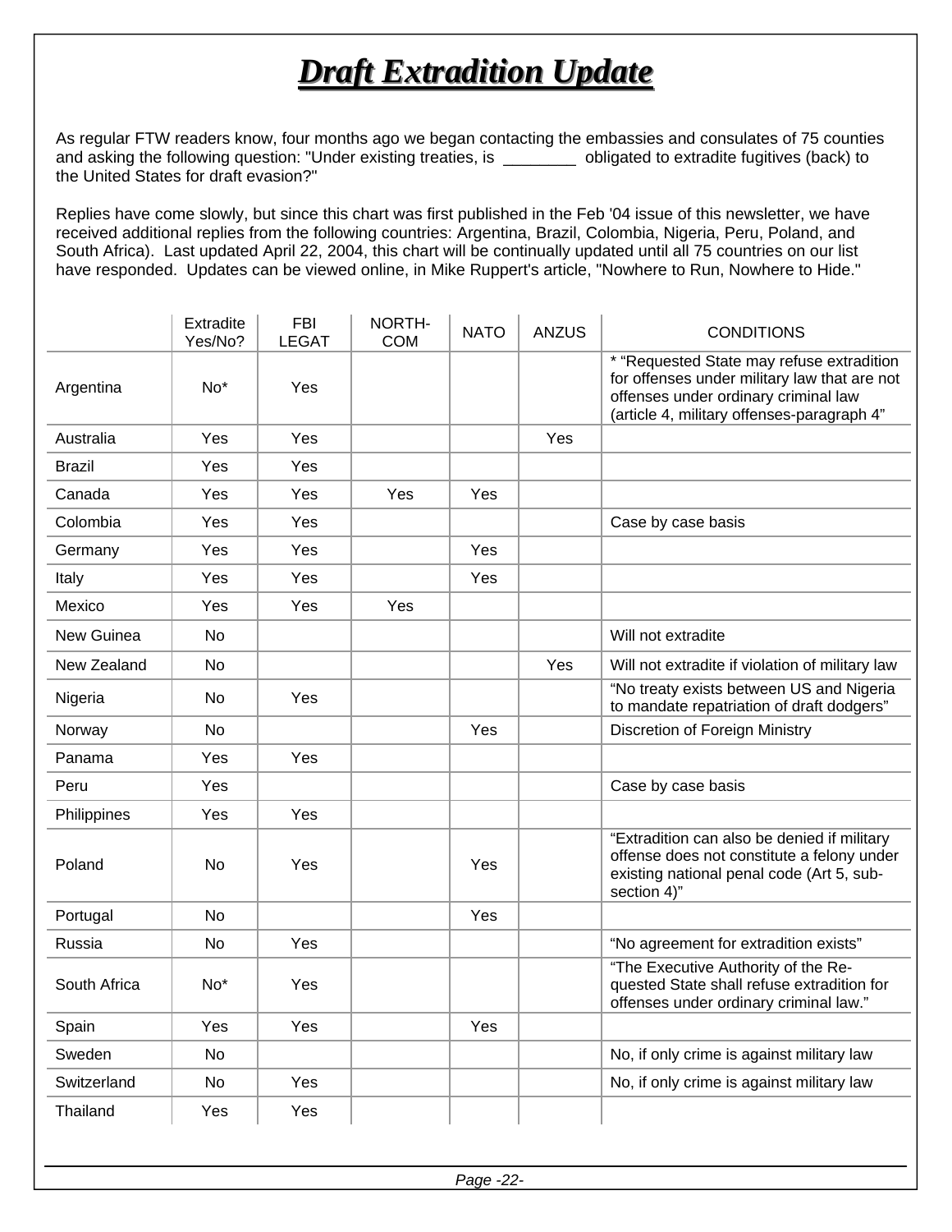# ***Draft Extradition Update***

As regular FTW readers know, four months ago we began contacting the embassies and consulates of 75 counties and asking the following question: "Under existing treaties, is ________ obligated to extradite fugitives (back) to the United States for draft evasion?"

Replies have come slowly, but since this chart was first published in the Feb '04 issue of this newsletter, we have received additional replies from the following countries: Argentina, Brazil, Colombia, Nigeria, Peru, Poland, and South Africa). Last updated April 22, 2004, this chart will be continually updated until all 75 countries on our list have responded. Updates can be viewed online, in Mike Ruppert's article, "Nowhere to Run, Nowhere to Hide."

| | Extradite Yes/No? | FBI LEGAT | NORTH-COM | NATO | ANZUS | CONDITIONS |
|---|---|---|---|---|---|---|
| Argentina | No* | Yes | | | | * "Requested State may refuse extradition for offenses under military law that are not offenses under ordinary criminal law (article 4, military offenses-paragraph 4" |
| Australia | Yes | Yes | | | Yes | |
| Brazil | Yes | Yes | | | | |
| Canada | Yes | Yes | Yes | Yes | | |
| Colombia | Yes | Yes | | | | Case by case basis |
| Germany | Yes | Yes | | Yes | | |
| Italy | Yes | Yes | | Yes | | |
| Mexico | Yes | Yes | Yes | | | |
| New Guinea | No | | | | | Will not extradite |
| New Zealand | No | | | | Yes | Will not extradite if violation of military law |
| Nigeria | No | Yes | | | | "No treaty exists between US and Nigeria to mandate repatriation of draft dodgers" |
| Norway | No | | | Yes | | Discretion of Foreign Ministry |
| Panama | Yes | Yes | | | | |
| Peru | Yes | | | | | Case by case basis |
| Philippines | Yes | Yes | | | | |
| Poland | No | Yes | | Yes | | "Extradition can also be denied if military offense does not constitute a felony under existing national penal code (Art 5, sub-section 4)" |
| Portugal | No | | | Yes | | |
| Russia | No | Yes | | | | "No agreement for extradition exists" |
| South Africa | No* | Yes | | | | "The Executive Authority of the Re-quested State shall refuse extradition for offenses under ordinary criminal law." |
| Spain | Yes | Yes | | Yes | | |
| Sweden | No | | | | | No, if only crime is against military law |
| Switzerland | No | Yes | | | | No, if only crime is against military law |
| Thailand | Yes | Yes | | | | |